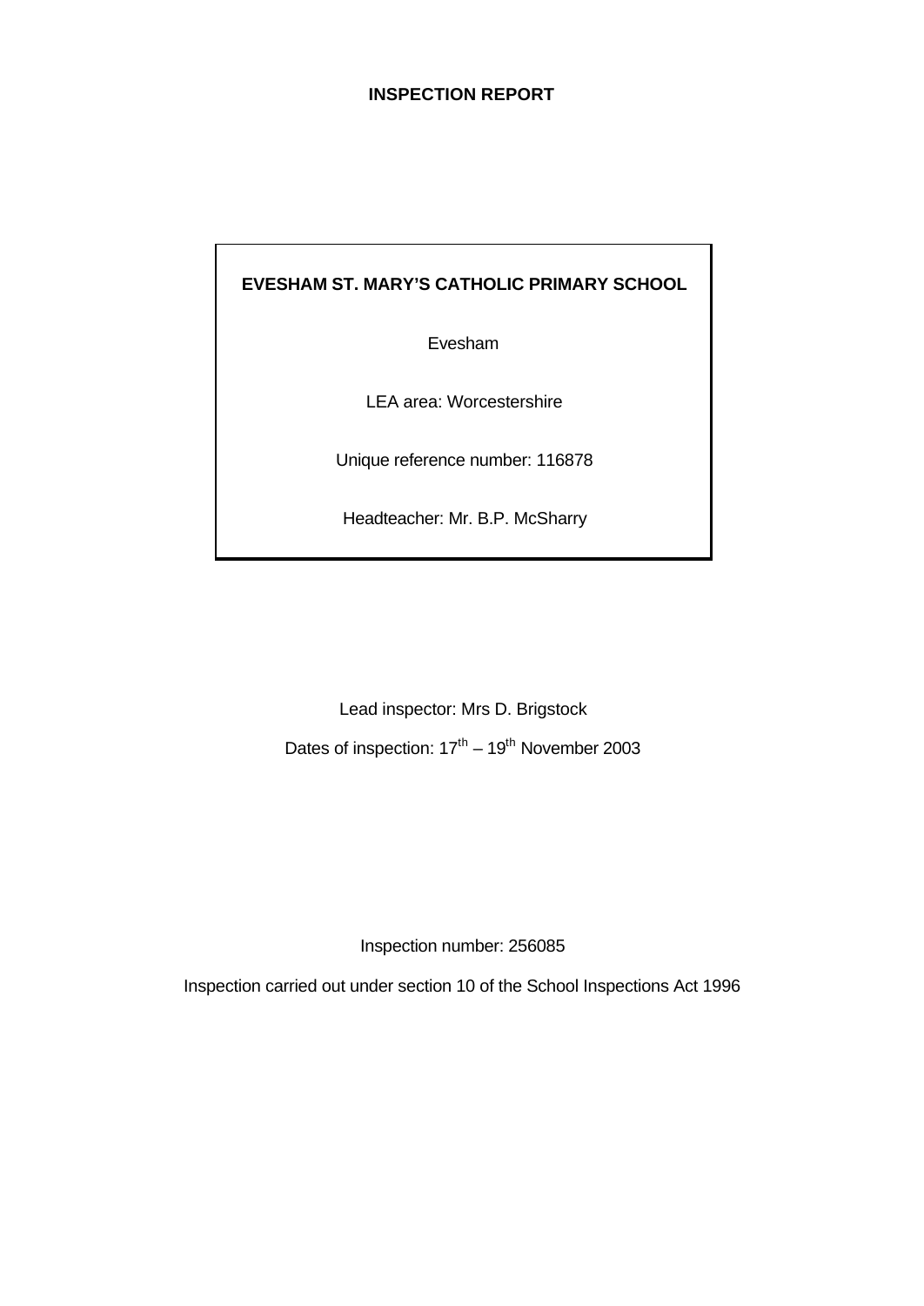# INSPECTION REPORT

**EVESHAM ST. MARY'S CATHOLIC PRIMARY SCHOOL**

Evesham

LEA area: Worcestershire

Unique reference number: 116878

Headteacher: Mr. B.P. McSharry

Lead inspector: Mrs D. Brigstock

Dates of inspection: 17th – 19th November 2003

Inspection number: 256085

Inspection carried out under section 10 of the School Inspections Act 1996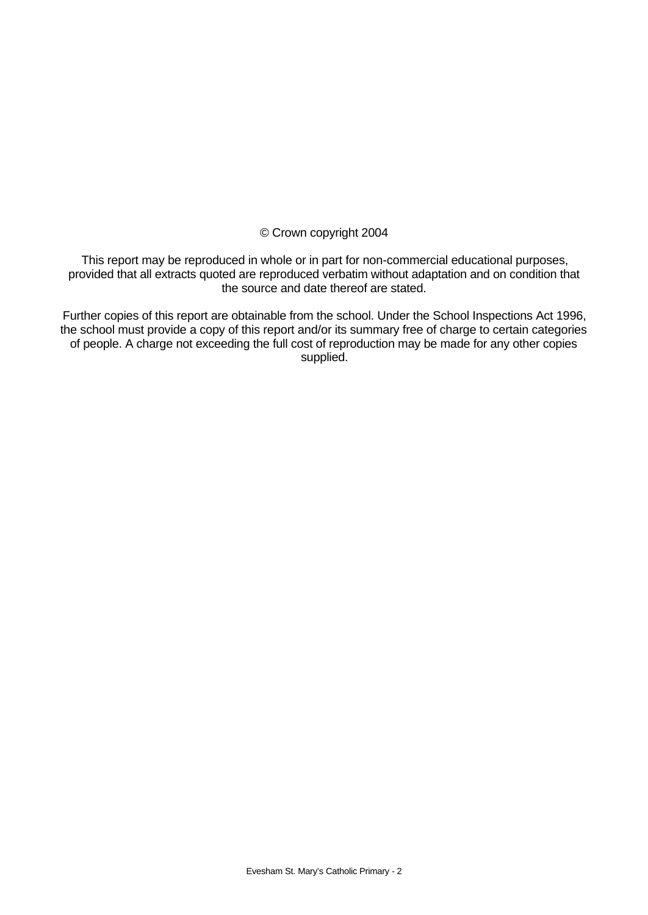© Crown copyright 2004

This report may be reproduced in whole or in part for non-commercial educational purposes, provided that all extracts quoted are reproduced verbatim without adaptation and on condition that the source and date thereof are stated.

Further copies of this report are obtainable from the school. Under the School Inspections Act 1996, the school must provide a copy of this report and/or its summary free of charge to certain categories of people. A charge not exceeding the full cost of reproduction may be made for any other copies supplied.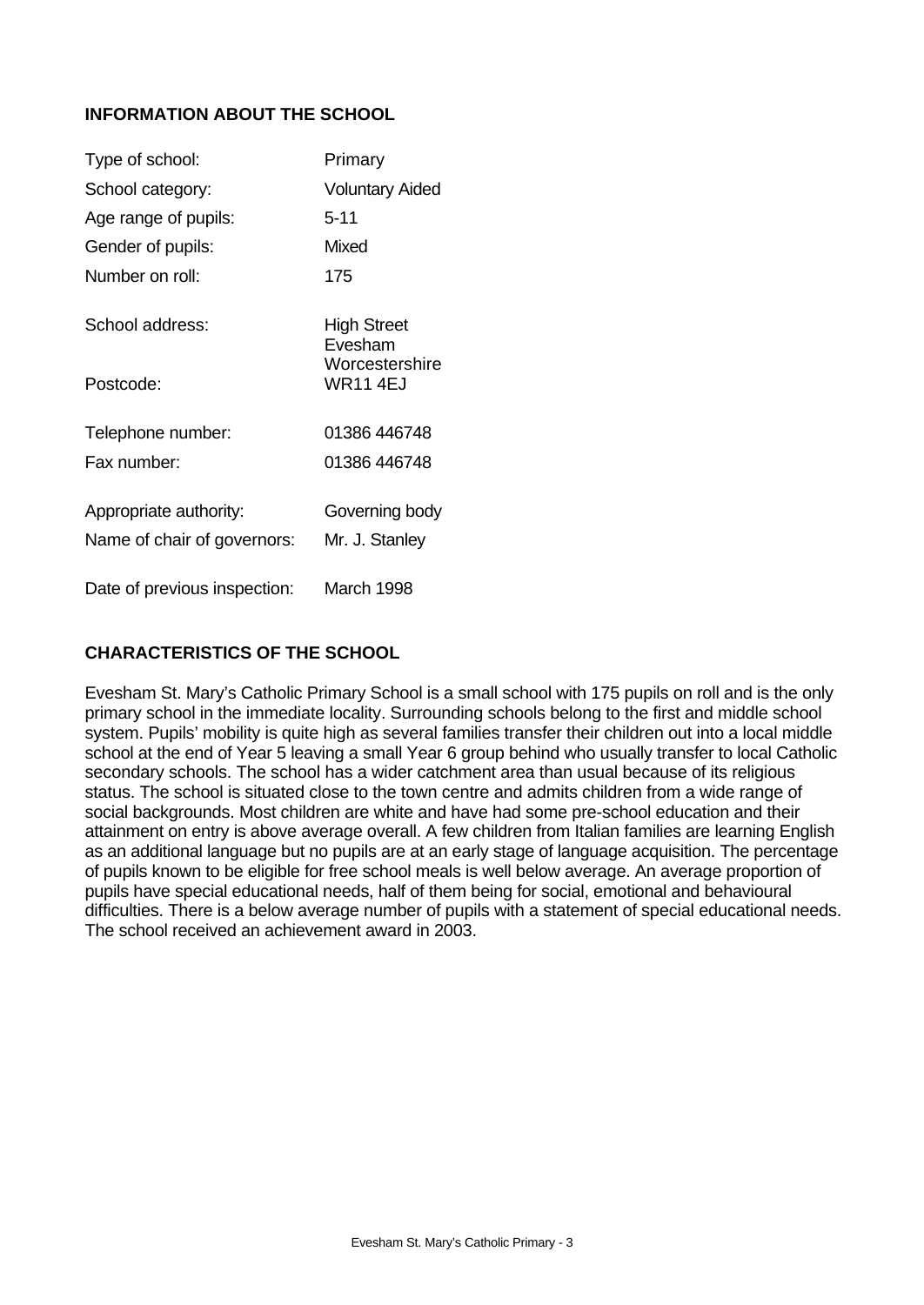## INFORMATION ABOUT THE SCHOOL

| | |
|---|---|
| Type of school: | Primary |
| School category: | Voluntary Aided |
| Age range of pupils: | 5-11 |
| Gender of pupils: | Mixed |
| Number on roll: | 175 |
| School address: | High Street<br>Evesham<br>Worcestershire |
| Postcode: | WR11 4EJ |
| Telephone number: | 01386 446748 |
| Fax number: | 01386 446748 |
| Appropriate authority: | Governing body |
| Name of chair of governors: | Mr. J. Stanley |
| Date of previous inspection: | March 1998 |

## CHARACTERISTICS OF THE SCHOOL

Evesham St. Mary's Catholic Primary School is a small school with 175 pupils on roll and is the only primary school in the immediate locality. Surrounding schools belong to the first and middle school system. Pupils' mobility is quite high as several families transfer their children out into a local middle school at the end of Year 5 leaving a small Year 6 group behind who usually transfer to local Catholic secondary schools. The school has a wider catchment area than usual because of its religious status. The school is situated close to the town centre and admits children from a wide range of social backgrounds. Most children are white and have had some pre-school education and their attainment on entry is above average overall. A few children from Italian families are learning English as an additional language but no pupils are at an early stage of language acquisition. The percentage of pupils known to be eligible for free school meals is well below average. An average proportion of pupils have special educational needs, half of them being for social, emotional and behavioural difficulties. There is a below average number of pupils with a statement of special educational needs. The school received an achievement award in 2003.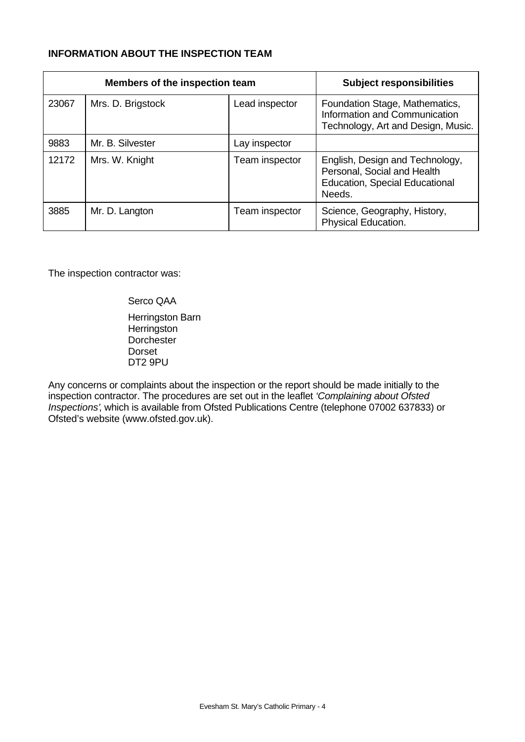**INFORMATION ABOUT THE INSPECTION TEAM**

| Members of the inspection team | | | Subject responsibilities |
|---|---|---|---|
| 23067 | Mrs. D. Brigstock | Lead inspector | Foundation Stage, Mathematics, Information and Communication Technology, Art and Design, Music. |
| 9883 | Mr. B. Silvester | Lay inspector | |
| 12172 | Mrs. W. Knight | Team inspector | English, Design and Technology, Personal, Social and Health Education, Special Educational Needs. |
| 3885 | Mr. D. Langton | Team inspector | Science, Geography, History, Physical Education. |

The inspection contractor was:

Serco QAA

Herringston Barn
Herringston
Dorchester
Dorset
DT2 9PU

Any concerns or complaints about the inspection or the report should be made initially to the inspection contractor. The procedures are set out in the leaflet *'Complaining about Ofsted Inspections'*, which is available from Ofsted Publications Centre (telephone 07002 637833) or Ofsted's website (www.ofsted.gov.uk).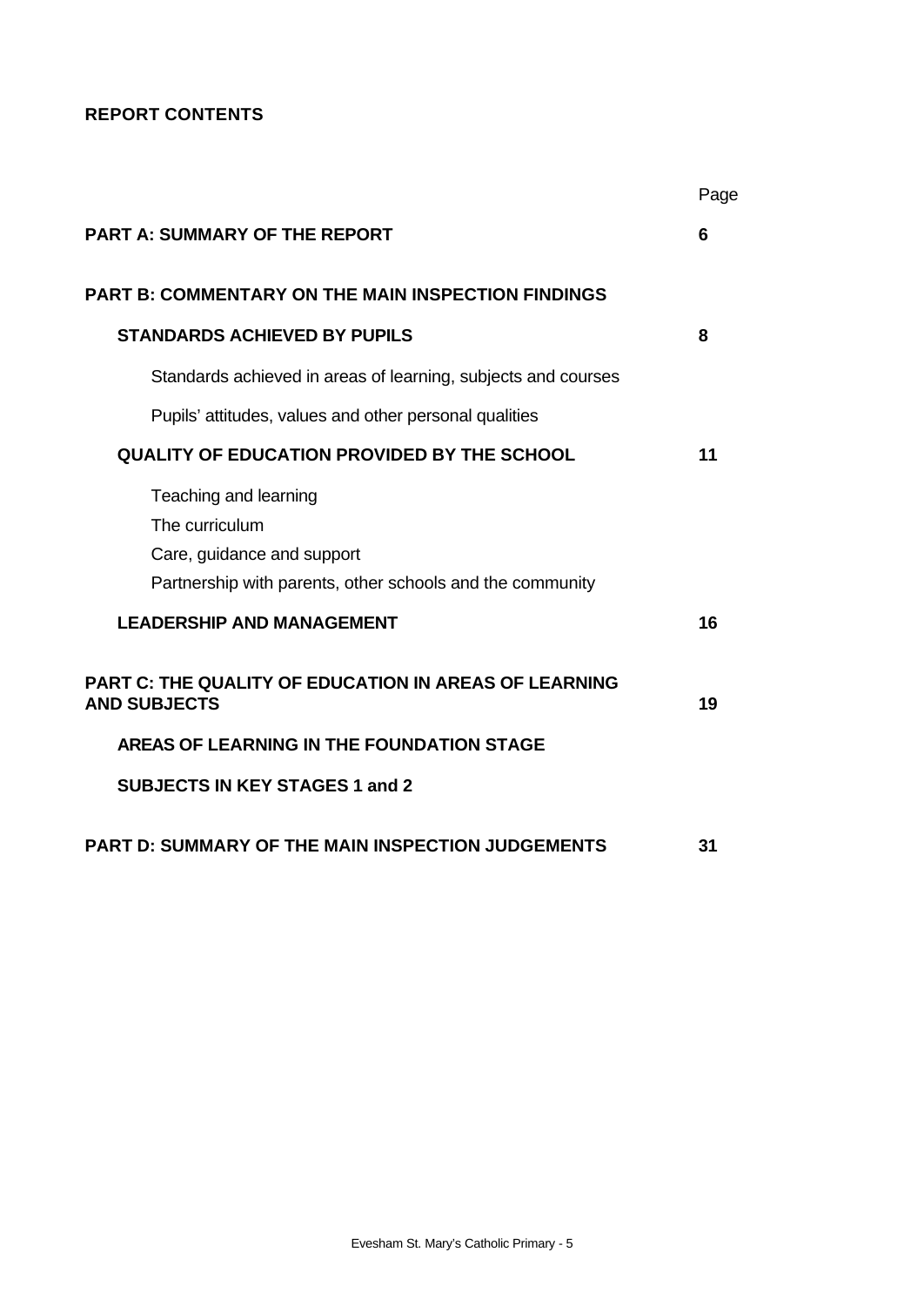**REPORT CONTENTS**

| | Page |
|---|---|
| **PART A: SUMMARY OF THE REPORT** | **6** |
| **PART B: COMMENTARY ON THE MAIN INSPECTION FINDINGS** | |
| **STANDARDS ACHIEVED BY PUPILS** | **8** |
| Standards achieved in areas of learning, subjects and courses | |
| Pupils' attitudes, values and other personal qualities | |
| **QUALITY OF EDUCATION PROVIDED BY THE SCHOOL** | **11** |
| Teaching and learning | |
| The curriculum | |
| Care, guidance and support | |
| Partnership with parents, other schools and the community | |
| **LEADERSHIP AND MANAGEMENT** | **16** |
| **PART C: THE QUALITY OF EDUCATION IN AREAS OF LEARNING AND SUBJECTS** | **19** |
| **AREAS OF LEARNING IN THE FOUNDATION STAGE** | |
| **SUBJECTS IN KEY STAGES 1 and 2** | |
| **PART D: SUMMARY OF THE MAIN INSPECTION JUDGEMENTS** | **31** |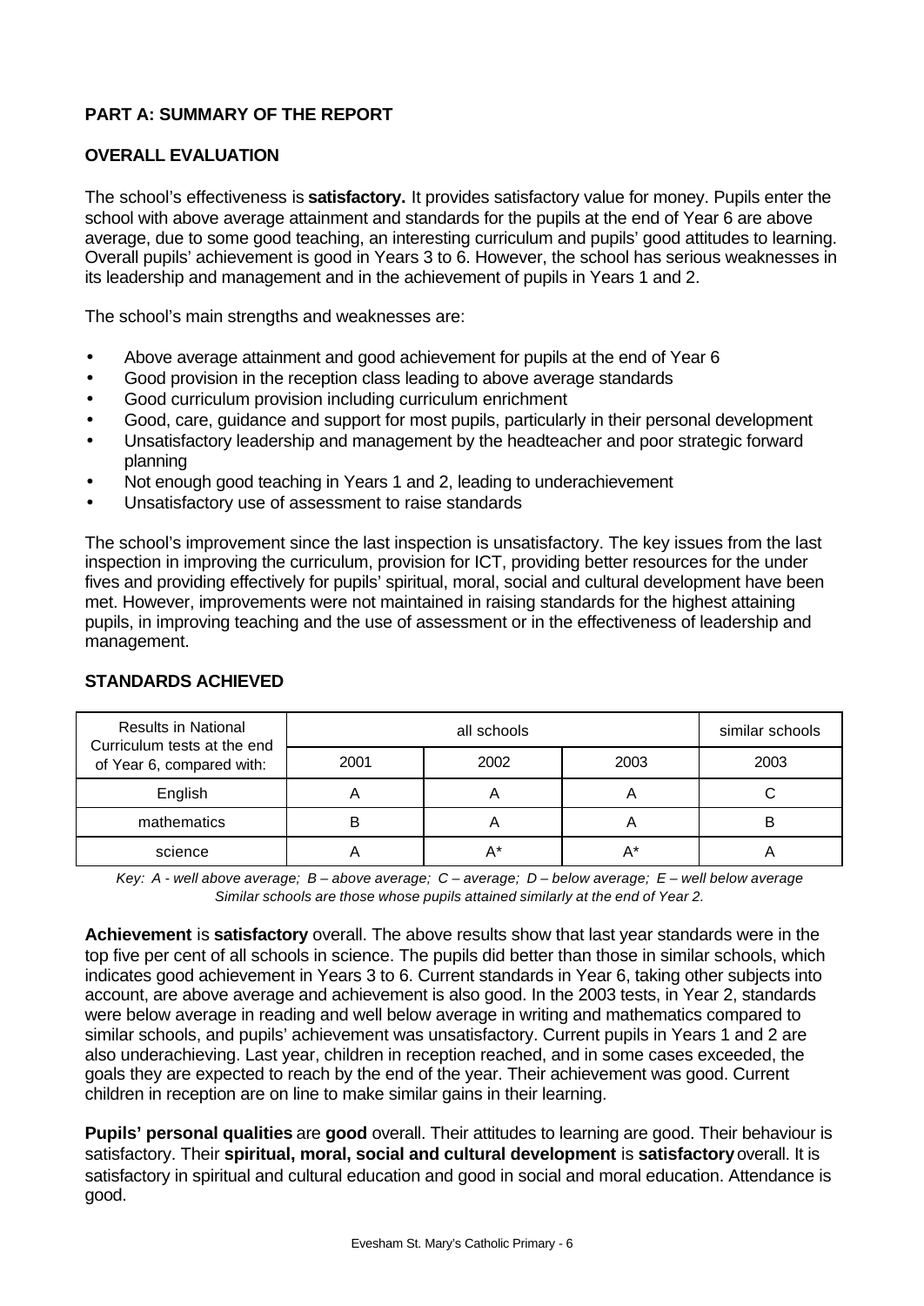## PART A: SUMMARY OF THE REPORT

### OVERALL EVALUATION

The school's effectiveness is **satisfactory.** It provides satisfactory value for money. Pupils enter the school with above average attainment and standards for the pupils at the end of Year 6 are above average, due to some good teaching, an interesting curriculum and pupils' good attitudes to learning. Overall pupils' achievement is good in Years 3 to 6. However, the school has serious weaknesses in its leadership and management and in the achievement of pupils in Years 1 and 2.

The school's main strengths and weaknesses are:

- Above average attainment and good achievement for pupils at the end of Year 6
- Good provision in the reception class leading to above average standards
- Good curriculum provision including curriculum enrichment
- Good, care, guidance and support for most pupils, particularly in their personal development
- Unsatisfactory leadership and management by the headteacher and poor strategic forward planning
- Not enough good teaching in Years 1 and 2, leading to underachievement
- Unsatisfactory use of assessment to raise standards

The school's improvement since the last inspection is unsatisfactory. The key issues from the last inspection in improving the curriculum, provision for ICT, providing better resources for the under fives and providing effectively for pupils' spiritual, moral, social and cultural development have been met. However, improvements were not maintained in raising standards for the highest attaining pupils, in improving teaching and the use of assessment or in the effectiveness of leadership and management.

### STANDARDS ACHIEVED

| Results in National Curriculum tests at the end of Year 6, compared with: | all schools | | | similar schools |
|---|---|---|---|---|
| | 2001 | 2002 | 2003 | 2003 |
| English | A | A | A | C |
| mathematics | B | A | A | B |
| science | A | A* | A* | A |

*Key: A - well above average; B – above average; C – average; D – below average; E – well below average*
*Similar schools are those whose pupils attained similarly at the end of Year 2.*

**Achievement** is **satisfactory** overall. The above results show that last year standards were in the top five per cent of all schools in science. The pupils did better than those in similar schools, which indicates good achievement in Years 3 to 6. Current standards in Year 6, taking other subjects into account, are above average and achievement is also good. In the 2003 tests, in Year 2, standards were below average in reading and well below average in writing and mathematics compared to similar schools, and pupils' achievement was unsatisfactory. Current pupils in Years 1 and 2 are also underachieving. Last year, children in reception reached, and in some cases exceeded, the goals they are expected to reach by the end of the year. Their achievement was good. Current children in reception are on line to make similar gains in their learning.

**Pupils' personal qualities** are **good** overall. Their attitudes to learning are good. Their behaviour is satisfactory. Their **spiritual, moral, social and cultural development** is **satisfactory** overall. It is satisfactory in spiritual and cultural education and good in social and moral education. Attendance is good.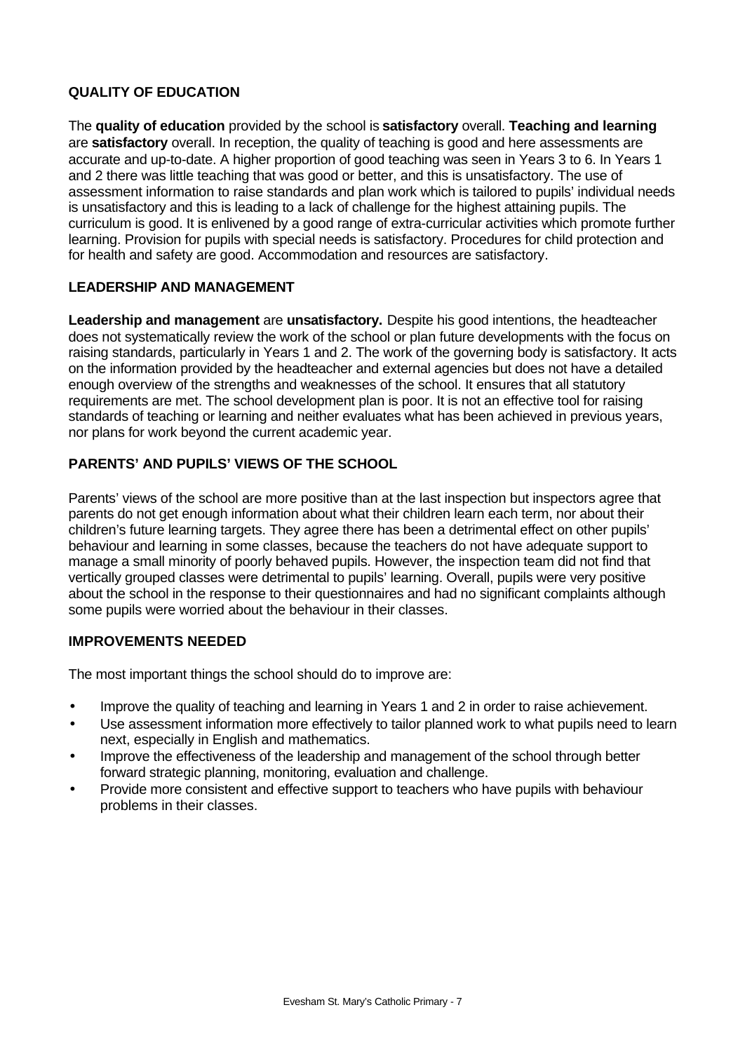## QUALITY OF EDUCATION

The **quality of education** provided by the school is **satisfactory** overall. **Teaching and learning** are **satisfactory** overall. In reception, the quality of teaching is good and here assessments are accurate and up-to-date. A higher proportion of good teaching was seen in Years 3 to 6. In Years 1 and 2 there was little teaching that was good or better, and this is unsatisfactory. The use of assessment information to raise standards and plan work which is tailored to pupils' individual needs is unsatisfactory and this is leading to a lack of challenge for the highest attaining pupils. The curriculum is good. It is enlivened by a good range of extra-curricular activities which promote further learning. Provision for pupils with special needs is satisfactory. Procedures for child protection and for health and safety are good. Accommodation and resources are satisfactory.

## LEADERSHIP AND MANAGEMENT

**Leadership and management** are **unsatisfactory.** Despite his good intentions, the headteacher does not systematically review the work of the school or plan future developments with the focus on raising standards, particularly in Years 1 and 2. The work of the governing body is satisfactory. It acts on the information provided by the headteacher and external agencies but does not have a detailed enough overview of the strengths and weaknesses of the school. It ensures that all statutory requirements are met. The school development plan is poor. It is not an effective tool for raising standards of teaching or learning and neither evaluates what has been achieved in previous years, nor plans for work beyond the current academic year.

## PARENTS' AND PUPILS' VIEWS OF THE SCHOOL

Parents' views of the school are more positive than at the last inspection but inspectors agree that parents do not get enough information about what their children learn each term, nor about their children's future learning targets. They agree there has been a detrimental effect on other pupils' behaviour and learning in some classes, because the teachers do not have adequate support to manage a small minority of poorly behaved pupils. However, the inspection team did not find that vertically grouped classes were detrimental to pupils' learning. Overall, pupils were very positive about the school in the response to their questionnaires and had no significant complaints although some pupils were worried about the behaviour in their classes.

## IMPROVEMENTS NEEDED

The most important things the school should do to improve are:

- Improve the quality of teaching and learning in Years 1 and 2 in order to raise achievement.
- Use assessment information more effectively to tailor planned work to what pupils need to learn next, especially in English and mathematics.
- Improve the effectiveness of the leadership and management of the school through better forward strategic planning, monitoring, evaluation and challenge.
- Provide more consistent and effective support to teachers who have pupils with behaviour problems in their classes.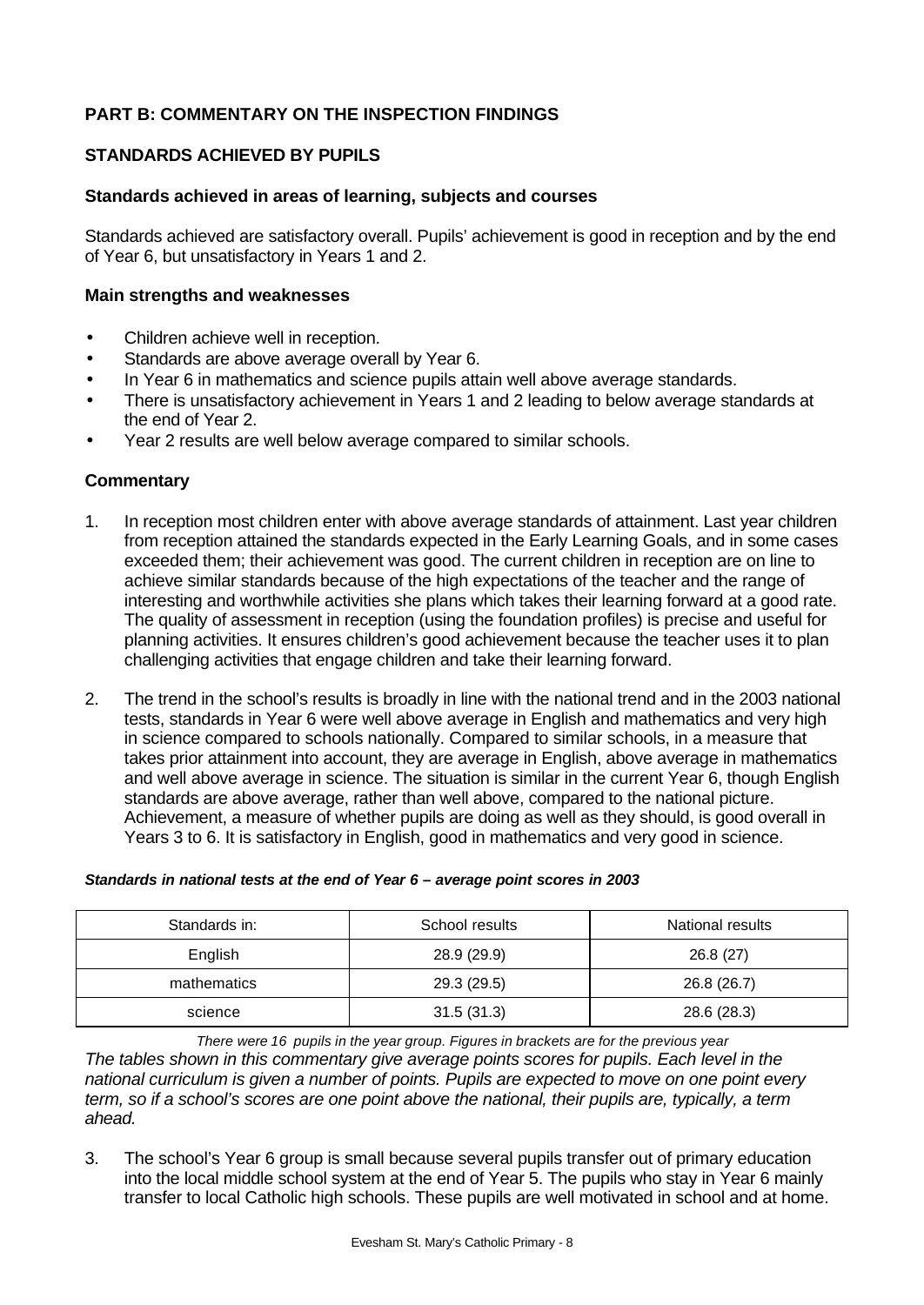## PART B: COMMENTARY ON THE INSPECTION FINDINGS

### STANDARDS ACHIEVED BY PUPILS

#### Standards achieved in areas of learning, subjects and courses

Standards achieved are satisfactory overall. Pupils' achievement is good in reception and by the end of Year 6, but unsatisfactory in Years 1 and 2.

#### Main strengths and weaknesses

- Children achieve well in reception.
- Standards are above average overall by Year 6.
- In Year 6 in mathematics and science pupils attain well above average standards.
- There is unsatisfactory achievement in Years 1 and 2 leading to below average standards at the end of Year 2.
- Year 2 results are well below average compared to similar schools.

#### Commentary

1. In reception most children enter with above average standards of attainment. Last year children from reception attained the standards expected in the Early Learning Goals, and in some cases exceeded them; their achievement was good. The current children in reception are on line to achieve similar standards because of the high expectations of the teacher and the range of interesting and worthwhile activities she plans which takes their learning forward at a good rate. The quality of assessment in reception (using the foundation profiles) is precise and useful for planning activities. It ensures children's good achievement because the teacher uses it to plan challenging activities that engage children and take their learning forward.

2. The trend in the school's results is broadly in line with the national trend and in the 2003 national tests, standards in Year 6 were well above average in English and mathematics and very high in science compared to schools nationally. Compared to similar schools, in a measure that takes prior attainment into account, they are average in English, above average in mathematics and well above average in science. The situation is similar in the current Year 6, though English standards are above average, rather than well above, compared to the national picture. Achievement, a measure of whether pupils are doing as well as they should, is good overall in Years 3 to 6. It is satisfactory in English, good in mathematics and very good in science.

***Standards in national tests at the end of Year 6 – average point scores in 2003***

| Standards in: | School results | National results |
|---|---|---|
| English | 28.9 (29.9) | 26.8 (27) |
| mathematics | 29.3 (29.5) | 26.8 (26.7) |
| science | 31.5 (31.3) | 28.6 (28.3) |

*There were 16 pupils in the year group. Figures in brackets are for the previous year*

*The tables shown in this commentary give average points scores for pupils. Each level in the national curriculum is given a number of points. Pupils are expected to move on one point every term, so if a school's scores are one point above the national, their pupils are, typically, a term ahead.*

3. The school's Year 6 group is small because several pupils transfer out of primary education into the local middle school system at the end of Year 5. The pupils who stay in Year 6 mainly transfer to local Catholic high schools. These pupils are well motivated in school and at home.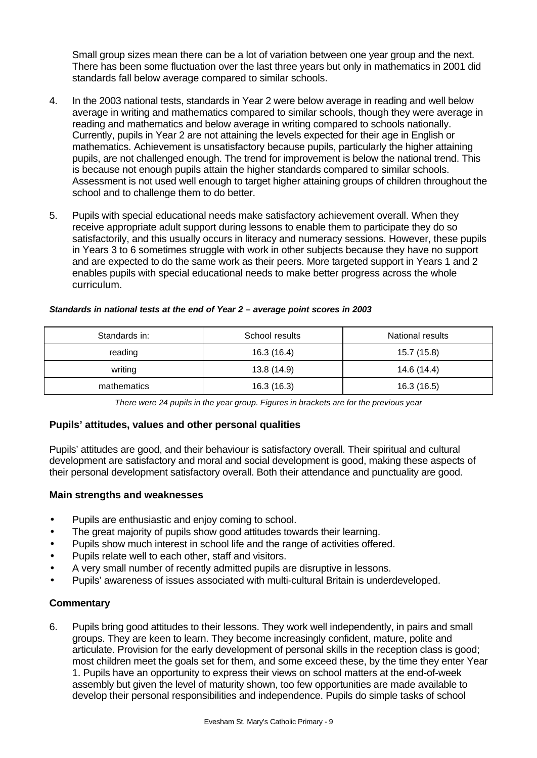Small group sizes mean there can be a lot of variation between one year group and the next. There has been some fluctuation over the last three years but only in mathematics in 2001 did standards fall below average compared to similar schools.

4. In the 2003 national tests, standards in Year 2 were below average in reading and well below average in writing and mathematics compared to similar schools, though they were average in reading and mathematics and below average in writing compared to schools nationally. Currently, pupils in Year 2 are not attaining the levels expected for their age in English or mathematics. Achievement is unsatisfactory because pupils, particularly the higher attaining pupils, are not challenged enough. The trend for improvement is below the national trend. This is because not enough pupils attain the higher standards compared to similar schools. Assessment is not used well enough to target higher attaining groups of children throughout the school and to challenge them to do better.

5. Pupils with special educational needs make satisfactory achievement overall. When they receive appropriate adult support during lessons to enable them to participate they do so satisfactorily, and this usually occurs in literacy and numeracy sessions. However, these pupils in Years 3 to 6 sometimes struggle with work in other subjects because they have no support and are expected to do the same work as their peers. More targeted support in Years 1 and 2 enables pupils with special educational needs to make better progress across the whole curriculum.

***Standards in national tests at the end of Year 2 – average point scores in 2003***

| Standards in: | School results | National results |
|---|---|---|
| reading | 16.3 (16.4) | 15.7 (15.8) |
| writing | 13.8 (14.9) | 14.6 (14.4) |
| mathematics | 16.3 (16.3) | 16.3 (16.5) |

*There were 24 pupils in the year group. Figures in brackets are for the previous year*

**Pupils' attitudes, values and other personal qualities**

Pupils' attitudes are good, and their behaviour is satisfactory overall. Their spiritual and cultural development are satisfactory and moral and social development is good, making these aspects of their personal development satisfactory overall. Both their attendance and punctuality are good.

**Main strengths and weaknesses**

- Pupils are enthusiastic and enjoy coming to school.
- The great majority of pupils show good attitudes towards their learning.
- Pupils show much interest in school life and the range of activities offered.
- Pupils relate well to each other, staff and visitors.
- A very small number of recently admitted pupils are disruptive in lessons.
- Pupils' awareness of issues associated with multi-cultural Britain is underdeveloped.

**Commentary**

6. Pupils bring good attitudes to their lessons. They work well independently, in pairs and small groups. They are keen to learn. They become increasingly confident, mature, polite and articulate. Provision for the early development of personal skills in the reception class is good; most children meet the goals set for them, and some exceed these, by the time they enter Year 1. Pupils have an opportunity to express their views on school matters at the end-of-week assembly but given the level of maturity shown, too few opportunities are made available to develop their personal responsibilities and independence. Pupils do simple tasks of school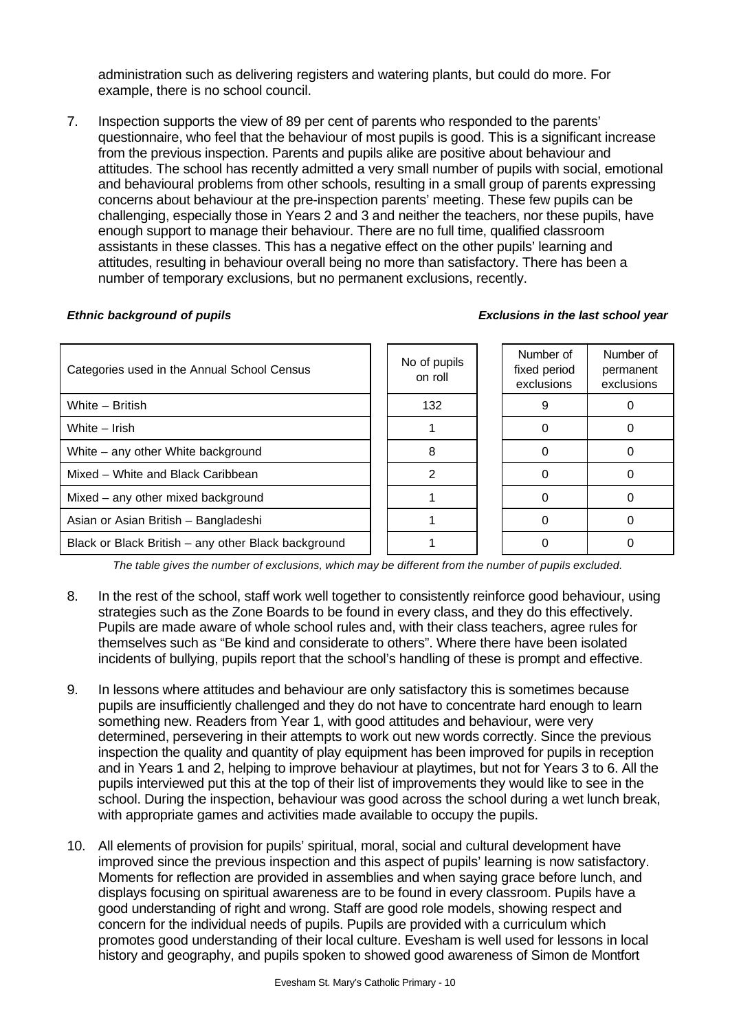administration such as delivering registers and watering plants, but could do more. For example, there is no school council.

7. Inspection supports the view of 89 per cent of parents who responded to the parents' questionnaire, who feel that the behaviour of most pupils is good. This is a significant increase from the previous inspection. Parents and pupils alike are positive about behaviour and attitudes. The school has recently admitted a very small number of pupils with social, emotional and behavioural problems from other schools, resulting in a small group of parents expressing concerns about behaviour at the pre-inspection parents' meeting. These few pupils can be challenging, especially those in Years 2 and 3 and neither the teachers, nor these pupils, have enough support to manage their behaviour. There are no full time, qualified classroom assistants in these classes. This has a negative effect on the other pupils' learning and attitudes, resulting in behaviour overall being no more than satisfactory. There has been a number of temporary exclusions, but no permanent exclusions, recently.

***Ethnic background of pupils*** ***Exclusions in the last school year***

| Categories used in the Annual School Census | No of pupils on roll | Number of fixed period exclusions | Number of permanent exclusions |
|---|---|---|---|
| White – British | 132 | 9 | 0 |
| White – Irish | 1 | 0 | 0 |
| White – any other White background | 8 | 0 | 0 |
| Mixed – White and Black Caribbean | 2 | 0 | 0 |
| Mixed – any other mixed background | 1 | 0 | 0 |
| Asian or Asian British – Bangladeshi | 1 | 0 | 0 |
| Black or Black British – any other Black background | 1 | 0 | 0 |

*The table gives the number of exclusions, which may be different from the number of pupils excluded.*

8. In the rest of the school, staff work well together to consistently reinforce good behaviour, using strategies such as the Zone Boards to be found in every class, and they do this effectively. Pupils are made aware of whole school rules and, with their class teachers, agree rules for themselves such as "Be kind and considerate to others". Where there have been isolated incidents of bullying, pupils report that the school's handling of these is prompt and effective.

9. In lessons where attitudes and behaviour are only satisfactory this is sometimes because pupils are insufficiently challenged and they do not have to concentrate hard enough to learn something new. Readers from Year 1, with good attitudes and behaviour, were very determined, persevering in their attempts to work out new words correctly. Since the previous inspection the quality and quantity of play equipment has been improved for pupils in reception and in Years 1 and 2, helping to improve behaviour at playtimes, but not for Years 3 to 6. All the pupils interviewed put this at the top of their list of improvements they would like to see in the school. During the inspection, behaviour was good across the school during a wet lunch break, with appropriate games and activities made available to occupy the pupils.

10. All elements of provision for pupils' spiritual, moral, social and cultural development have improved since the previous inspection and this aspect of pupils' learning is now satisfactory. Moments for reflection are provided in assemblies and when saying grace before lunch, and displays focusing on spiritual awareness are to be found in every classroom. Pupils have a good understanding of right and wrong. Staff are good role models, showing respect and concern for the individual needs of pupils. Pupils are provided with a curriculum which promotes good understanding of their local culture. Evesham is well used for lessons in local history and geography, and pupils spoken to showed good awareness of Simon de Montfort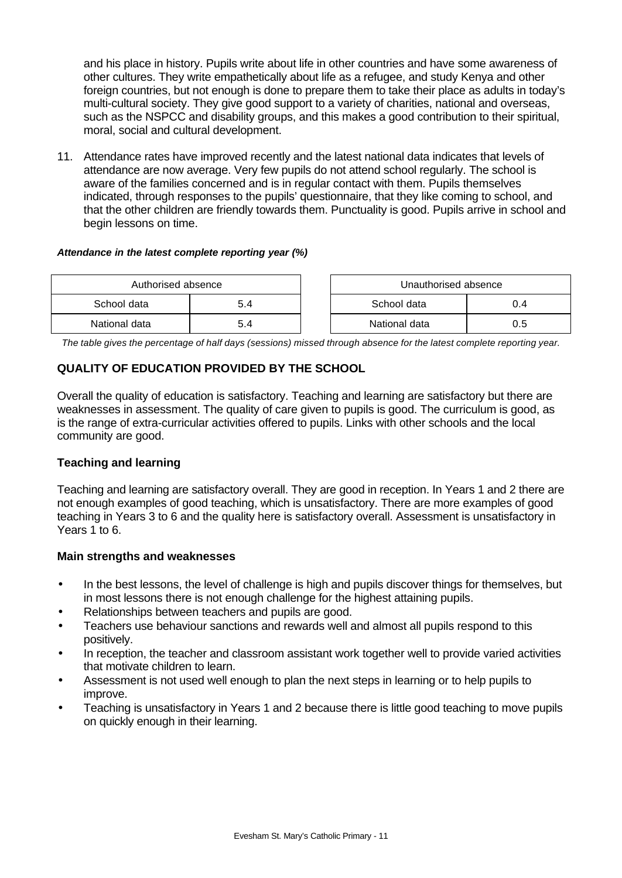and his place in history. Pupils write about life in other countries and have some awareness of other cultures. They write empathetically about life as a refugee, and study Kenya and other foreign countries, but not enough is done to prepare them to take their place as adults in today's multi-cultural society. They give good support to a variety of charities, national and overseas, such as the NSPCC and disability groups, and this makes a good contribution to their spiritual, moral, social and cultural development.

11. Attendance rates have improved recently and the latest national data indicates that levels of attendance are now average. Very few pupils do not attend school regularly. The school is aware of the families concerned and is in regular contact with them. Pupils themselves indicated, through responses to the pupils' questionnaire, that they like coming to school, and that the other children are friendly towards them. Punctuality is good. Pupils arrive in school and begin lessons on time.

***Attendance in the latest complete reporting year (%)***

| Authorised absence | |
|---|---|
| School data | 5.4 |
| National data | 5.4 |

| Unauthorised absence | |
|---|---|
| School data | 0.4 |
| National data | 0.5 |

*The table gives the percentage of half days (sessions) missed through absence for the latest complete reporting year.*

## QUALITY OF EDUCATION PROVIDED BY THE SCHOOL

Overall the quality of education is satisfactory. Teaching and learning are satisfactory but there are weaknesses in assessment. The quality of care given to pupils is good. The curriculum is good, as is the range of extra-curricular activities offered to pupils. Links with other schools and the local community are good.

### Teaching and learning

Teaching and learning are satisfactory overall. They are good in reception. In Years 1 and 2 there are not enough examples of good teaching, which is unsatisfactory. There are more examples of good teaching in Years 3 to 6 and the quality here is satisfactory overall. Assessment is unsatisfactory in Years 1 to 6.

#### Main strengths and weaknesses

- In the best lessons, the level of challenge is high and pupils discover things for themselves, but in most lessons there is not enough challenge for the highest attaining pupils.
- Relationships between teachers and pupils are good.
- Teachers use behaviour sanctions and rewards well and almost all pupils respond to this positively.
- In reception, the teacher and classroom assistant work together well to provide varied activities that motivate children to learn.
- Assessment is not used well enough to plan the next steps in learning or to help pupils to improve.
- Teaching is unsatisfactory in Years 1 and 2 because there is little good teaching to move pupils on quickly enough in their learning.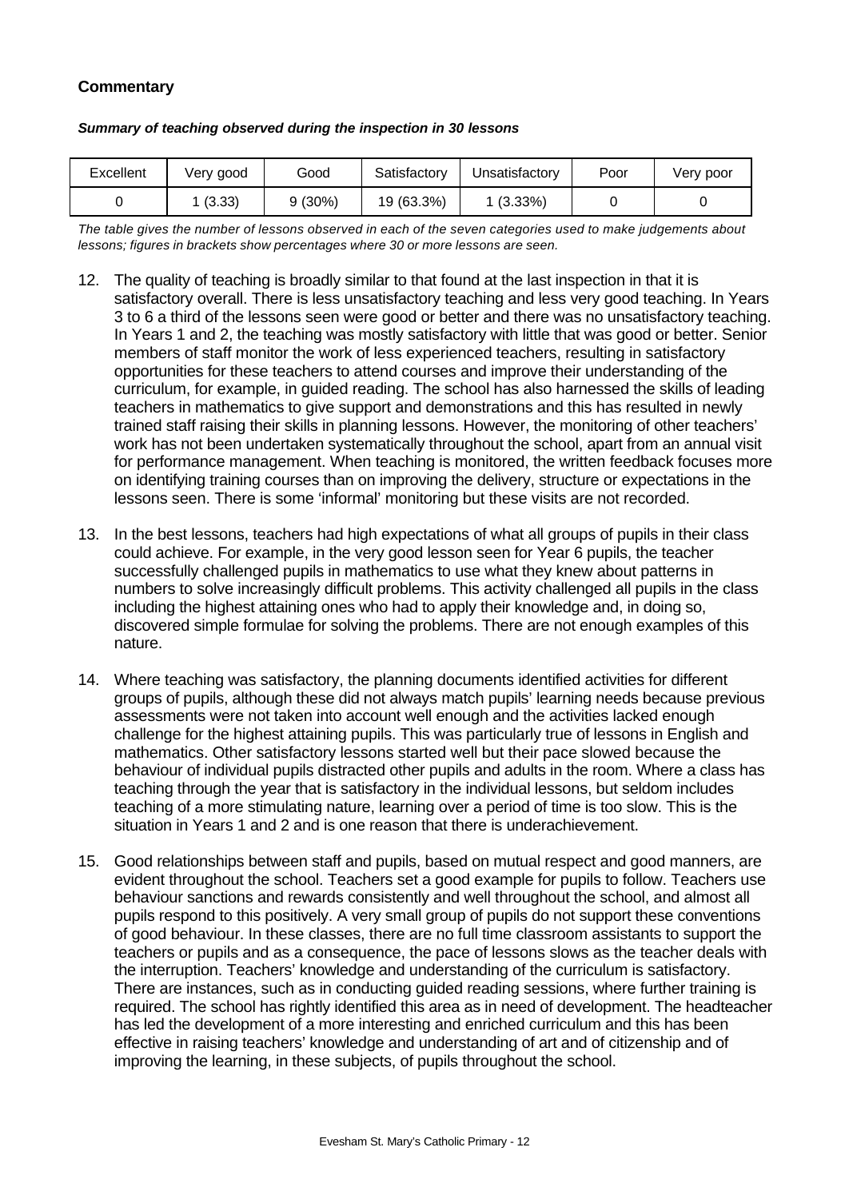### Commentary

***Summary of teaching observed during the inspection in 30 lessons***

| Excellent | Very good | Good | Satisfactory | Unsatisfactory | Poor | Very poor |
|---|---|---|---|---|---|---|
| 0 | 1 (3.33) | 9 (30%) | 19 (63.3%) | 1 (3.33%) | 0 | 0 |

*The table gives the number of lessons observed in each of the seven categories used to make judgements about lessons; figures in brackets show percentages where 30 or more lessons are seen.*

12. The quality of teaching is broadly similar to that found at the last inspection in that it is satisfactory overall. There is less unsatisfactory teaching and less very good teaching. In Years 3 to 6 a third of the lessons seen were good or better and there was no unsatisfactory teaching. In Years 1 and 2, the teaching was mostly satisfactory with little that was good or better. Senior members of staff monitor the work of less experienced teachers, resulting in satisfactory opportunities for these teachers to attend courses and improve their understanding of the curriculum, for example, in guided reading. The school has also harnessed the skills of leading teachers in mathematics to give support and demonstrations and this has resulted in newly trained staff raising their skills in planning lessons. However, the monitoring of other teachers' work has not been undertaken systematically throughout the school, apart from an annual visit for performance management. When teaching is monitored, the written feedback focuses more on identifying training courses than on improving the delivery, structure or expectations in the lessons seen. There is some 'informal' monitoring but these visits are not recorded.

13. In the best lessons, teachers had high expectations of what all groups of pupils in their class could achieve. For example, in the very good lesson seen for Year 6 pupils, the teacher successfully challenged pupils in mathematics to use what they knew about patterns in numbers to solve increasingly difficult problems. This activity challenged all pupils in the class including the highest attaining ones who had to apply their knowledge and, in doing so, discovered simple formulae for solving the problems. There are not enough examples of this nature.

14. Where teaching was satisfactory, the planning documents identified activities for different groups of pupils, although these did not always match pupils' learning needs because previous assessments were not taken into account well enough and the activities lacked enough challenge for the highest attaining pupils. This was particularly true of lessons in English and mathematics. Other satisfactory lessons started well but their pace slowed because the behaviour of individual pupils distracted other pupils and adults in the room. Where a class has teaching through the year that is satisfactory in the individual lessons, but seldom includes teaching of a more stimulating nature, learning over a period of time is too slow. This is the situation in Years 1 and 2 and is one reason that there is underachievement.

15. Good relationships between staff and pupils, based on mutual respect and good manners, are evident throughout the school. Teachers set a good example for pupils to follow. Teachers use behaviour sanctions and rewards consistently and well throughout the school, and almost all pupils respond to this positively. A very small group of pupils do not support these conventions of good behaviour. In these classes, there are no full time classroom assistants to support the teachers or pupils and as a consequence, the pace of lessons slows as the teacher deals with the interruption. Teachers' knowledge and understanding of the curriculum is satisfactory. There are instances, such as in conducting guided reading sessions, where further training is required. The school has rightly identified this area as in need of development. The headteacher has led the development of a more interesting and enriched curriculum and this has been effective in raising teachers' knowledge and understanding of art and of citizenship and of improving the learning, in these subjects, of pupils throughout the school.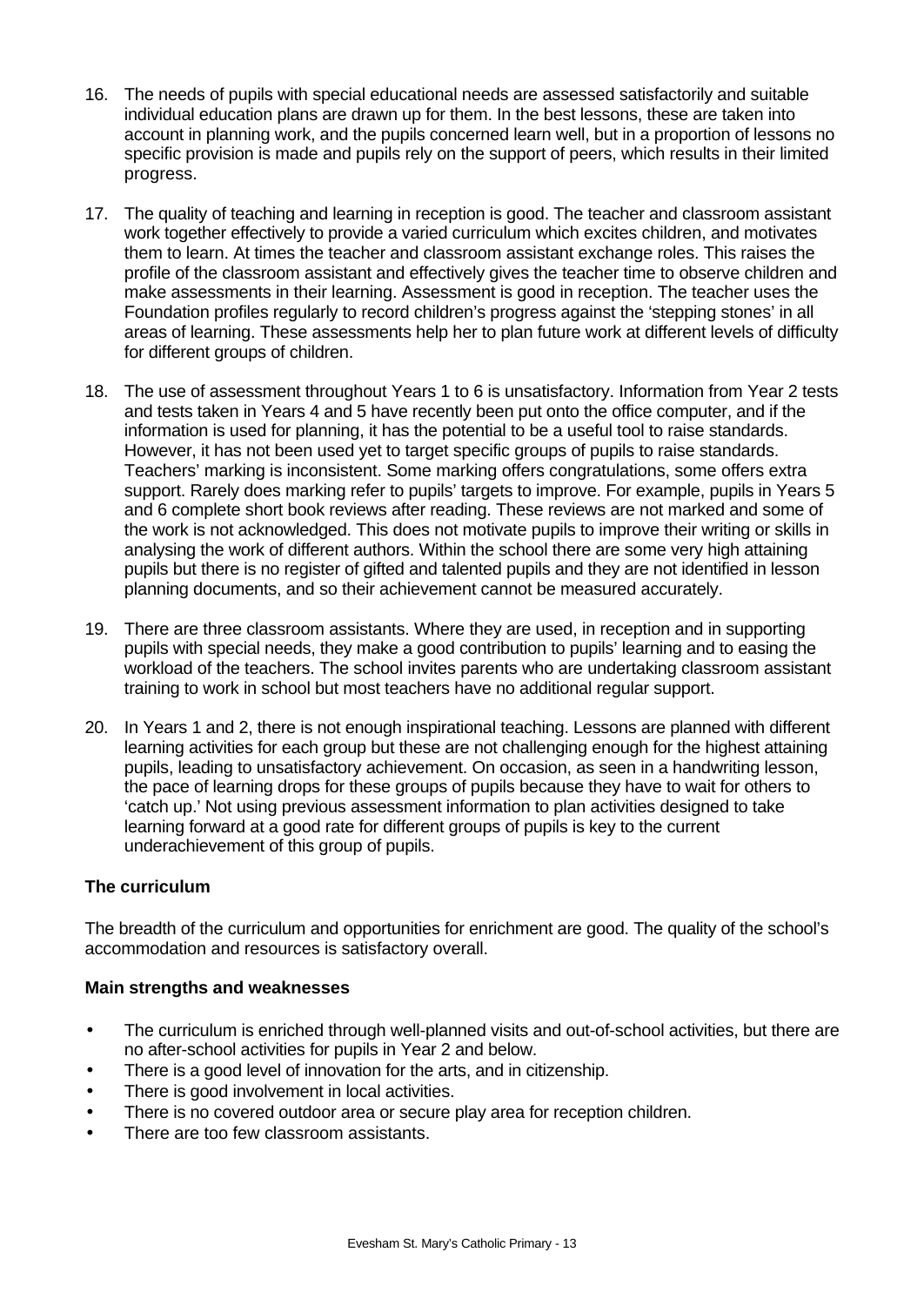16. The needs of pupils with special educational needs are assessed satisfactorily and suitable individual education plans are drawn up for them. In the best lessons, these are taken into account in planning work, and the pupils concerned learn well, but in a proportion of lessons no specific provision is made and pupils rely on the support of peers, which results in their limited progress.

17. The quality of teaching and learning in reception is good. The teacher and classroom assistant work together effectively to provide a varied curriculum which excites children, and motivates them to learn. At times the teacher and classroom assistant exchange roles. This raises the profile of the classroom assistant and effectively gives the teacher time to observe children and make assessments in their learning. Assessment is good in reception. The teacher uses the Foundation profiles regularly to record children's progress against the 'stepping stones' in all areas of learning. These assessments help her to plan future work at different levels of difficulty for different groups of children.

18. The use of assessment throughout Years 1 to 6 is unsatisfactory. Information from Year 2 tests and tests taken in Years 4 and 5 have recently been put onto the office computer, and if the information is used for planning, it has the potential to be a useful tool to raise standards. However, it has not been used yet to target specific groups of pupils to raise standards. Teachers' marking is inconsistent. Some marking offers congratulations, some offers extra support. Rarely does marking refer to pupils' targets to improve. For example, pupils in Years 5 and 6 complete short book reviews after reading. These reviews are not marked and some of the work is not acknowledged. This does not motivate pupils to improve their writing or skills in analysing the work of different authors. Within the school there are some very high attaining pupils but there is no register of gifted and talented pupils and they are not identified in lesson planning documents, and so their achievement cannot be measured accurately.

19. There are three classroom assistants. Where they are used, in reception and in supporting pupils with special needs, they make a good contribution to pupils' learning and to easing the workload of the teachers. The school invites parents who are undertaking classroom assistant training to work in school but most teachers have no additional regular support.

20. In Years 1 and 2, there is not enough inspirational teaching. Lessons are planned with different learning activities for each group but these are not challenging enough for the highest attaining pupils, leading to unsatisfactory achievement. On occasion, as seen in a handwriting lesson, the pace of learning drops for these groups of pupils because they have to wait for others to 'catch up.' Not using previous assessment information to plan activities designed to take learning forward at a good rate for different groups of pupils is key to the current underachievement of this group of pupils.

### The curriculum

The breadth of the curriculum and opportunities for enrichment are good. The quality of the school's accommodation and resources is satisfactory overall.

#### Main strengths and weaknesses

- The curriculum is enriched through well-planned visits and out-of-school activities, but there are no after-school activities for pupils in Year 2 and below.
- There is a good level of innovation for the arts, and in citizenship.
- There is good involvement in local activities.
- There is no covered outdoor area or secure play area for reception children.
- There are too few classroom assistants.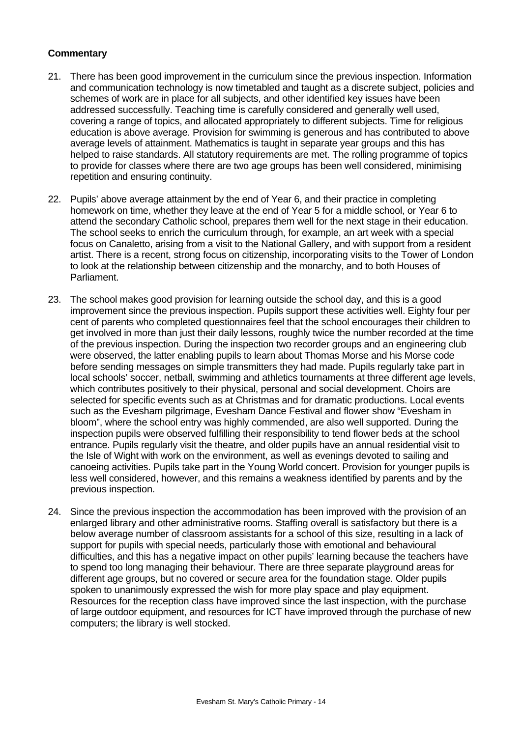**Commentary**

21. There has been good improvement in the curriculum since the previous inspection. Information and communication technology is now timetabled and taught as a discrete subject, policies and schemes of work are in place for all subjects, and other identified key issues have been addressed successfully. Teaching time is carefully considered and generally well used, covering a range of topics, and allocated appropriately to different subjects. Time for religious education is above average. Provision for swimming is generous and has contributed to above average levels of attainment. Mathematics is taught in separate year groups and this has helped to raise standards. All statutory requirements are met. The rolling programme of topics to provide for classes where there are two age groups has been well considered, minimising repetition and ensuring continuity.

22. Pupils' above average attainment by the end of Year 6, and their practice in completing homework on time, whether they leave at the end of Year 5 for a middle school, or Year 6 to attend the secondary Catholic school, prepares them well for the next stage in their education. The school seeks to enrich the curriculum through, for example, an art week with a special focus on Canaletto, arising from a visit to the National Gallery, and with support from a resident artist. There is a recent, strong focus on citizenship, incorporating visits to the Tower of London to look at the relationship between citizenship and the monarchy, and to both Houses of Parliament.

23. The school makes good provision for learning outside the school day, and this is a good improvement since the previous inspection. Pupils support these activities well. Eighty four per cent of parents who completed questionnaires feel that the school encourages their children to get involved in more than just their daily lessons, roughly twice the number recorded at the time of the previous inspection. During the inspection two recorder groups and an engineering club were observed, the latter enabling pupils to learn about Thomas Morse and his Morse code before sending messages on simple transmitters they had made. Pupils regularly take part in local schools' soccer, netball, swimming and athletics tournaments at three different age levels, which contributes positively to their physical, personal and social development. Choirs are selected for specific events such as at Christmas and for dramatic productions. Local events such as the Evesham pilgrimage, Evesham Dance Festival and flower show "Evesham in bloom", where the school entry was highly commended, are also well supported. During the inspection pupils were observed fulfilling their responsibility to tend flower beds at the school entrance. Pupils regularly visit the theatre, and older pupils have an annual residential visit to the Isle of Wight with work on the environment, as well as evenings devoted to sailing and canoeing activities. Pupils take part in the Young World concert. Provision for younger pupils is less well considered, however, and this remains a weakness identified by parents and by the previous inspection.

24. Since the previous inspection the accommodation has been improved with the provision of an enlarged library and other administrative rooms. Staffing overall is satisfactory but there is a below average number of classroom assistants for a school of this size, resulting in a lack of support for pupils with special needs, particularly those with emotional and behavioural difficulties, and this has a negative impact on other pupils' learning because the teachers have to spend too long managing their behaviour. There are three separate playground areas for different age groups, but no covered or secure area for the foundation stage. Older pupils spoken to unanimously expressed the wish for more play space and play equipment. Resources for the reception class have improved since the last inspection, with the purchase of large outdoor equipment, and resources for ICT have improved through the purchase of new computers; the library is well stocked.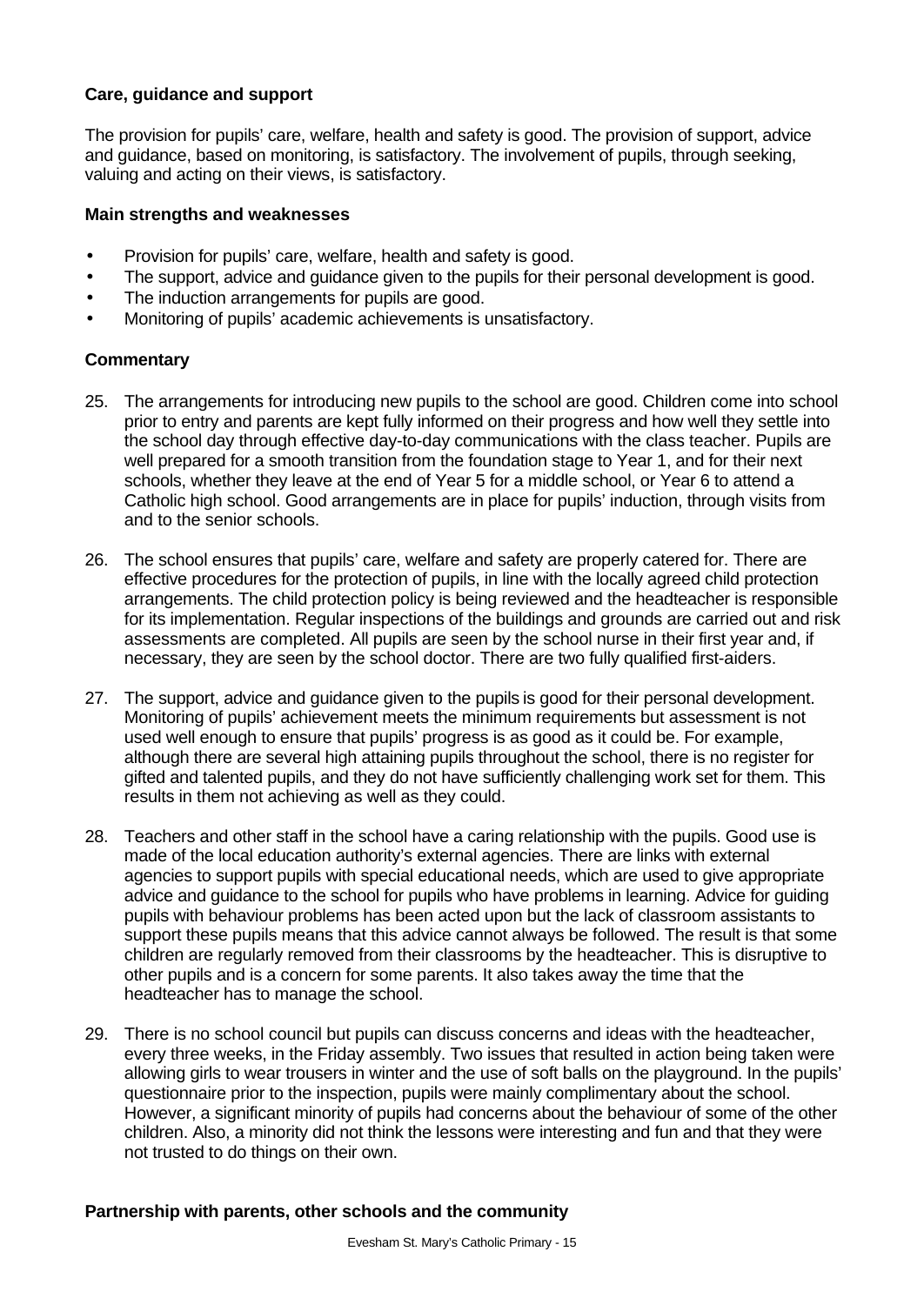**Care, guidance and support**

The provision for pupils' care, welfare, health and safety is good. The provision of support, advice and guidance, based on monitoring, is satisfactory. The involvement of pupils, through seeking, valuing and acting on their views, is satisfactory.

**Main strengths and weaknesses**

- Provision for pupils' care, welfare, health and safety is good.
- The support, advice and guidance given to the pupils for their personal development is good.
- The induction arrangements for pupils are good.
- Monitoring of pupils' academic achievements is unsatisfactory.

**Commentary**

25. The arrangements for introducing new pupils to the school are good. Children come into school prior to entry and parents are kept fully informed on their progress and how well they settle into the school day through effective day-to-day communications with the class teacher. Pupils are well prepared for a smooth transition from the foundation stage to Year 1, and for their next schools, whether they leave at the end of Year 5 for a middle school, or Year 6 to attend a Catholic high school. Good arrangements are in place for pupils' induction, through visits from and to the senior schools.

26. The school ensures that pupils' care, welfare and safety are properly catered for. There are effective procedures for the protection of pupils, in line with the locally agreed child protection arrangements. The child protection policy is being reviewed and the headteacher is responsible for its implementation. Regular inspections of the buildings and grounds are carried out and risk assessments are completed. All pupils are seen by the school nurse in their first year and, if necessary, they are seen by the school doctor. There are two fully qualified first-aiders.

27. The support, advice and guidance given to the pupils is good for their personal development. Monitoring of pupils' achievement meets the minimum requirements but assessment is not used well enough to ensure that pupils' progress is as good as it could be. For example, although there are several high attaining pupils throughout the school, there is no register for gifted and talented pupils, and they do not have sufficiently challenging work set for them. This results in them not achieving as well as they could.

28. Teachers and other staff in the school have a caring relationship with the pupils. Good use is made of the local education authority's external agencies. There are links with external agencies to support pupils with special educational needs, which are used to give appropriate advice and guidance to the school for pupils who have problems in learning. Advice for guiding pupils with behaviour problems has been acted upon but the lack of classroom assistants to support these pupils means that this advice cannot always be followed. The result is that some children are regularly removed from their classrooms by the headteacher. This is disruptive to other pupils and is a concern for some parents. It also takes away the time that the headteacher has to manage the school.

29. There is no school council but pupils can discuss concerns and ideas with the headteacher, every three weeks, in the Friday assembly. Two issues that resulted in action being taken were allowing girls to wear trousers in winter and the use of soft balls on the playground. In the pupils' questionnaire prior to the inspection, pupils were mainly complimentary about the school. However, a significant minority of pupils had concerns about the behaviour of some of the other children. Also, a minority did not think the lessons were interesting and fun and that they were not trusted to do things on their own.

**Partnership with parents, other schools and the community**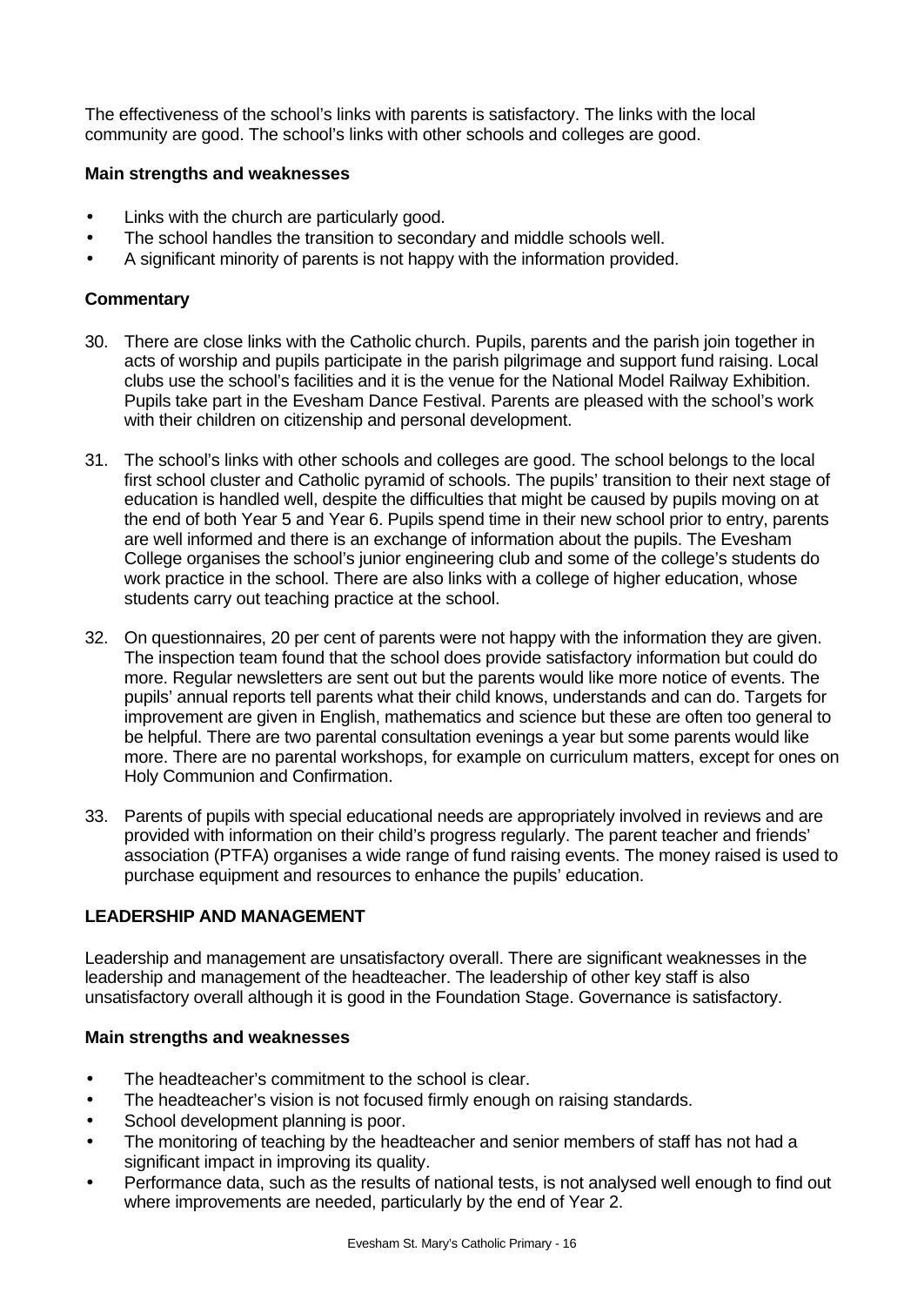The effectiveness of the school's links with parents is satisfactory. The links with the local community are good. The school's links with other schools and colleges are good.

**Main strengths and weaknesses**

- Links with the church are particularly good.
- The school handles the transition to secondary and middle schools well.
- A significant minority of parents is not happy with the information provided.

**Commentary**

30. There are close links with the Catholic church. Pupils, parents and the parish join together in acts of worship and pupils participate in the parish pilgrimage and support fund raising. Local clubs use the school's facilities and it is the venue for the National Model Railway Exhibition. Pupils take part in the Evesham Dance Festival. Parents are pleased with the school's work with their children on citizenship and personal development.

31. The school's links with other schools and colleges are good. The school belongs to the local first school cluster and Catholic pyramid of schools. The pupils' transition to their next stage of education is handled well, despite the difficulties that might be caused by pupils moving on at the end of both Year 5 and Year 6. Pupils spend time in their new school prior to entry, parents are well informed and there is an exchange of information about the pupils. The Evesham College organises the school's junior engineering club and some of the college's students do work practice in the school. There are also links with a college of higher education, whose students carry out teaching practice at the school.

32. On questionnaires, 20 per cent of parents were not happy with the information they are given. The inspection team found that the school does provide satisfactory information but could do more. Regular newsletters are sent out but the parents would like more notice of events. The pupils' annual reports tell parents what their child knows, understands and can do. Targets for improvement are given in English, mathematics and science but these are often too general to be helpful. There are two parental consultation evenings a year but some parents would like more. There are no parental workshops, for example on curriculum matters, except for ones on Holy Communion and Confirmation.

33. Parents of pupils with special educational needs are appropriately involved in reviews and are provided with information on their child's progress regularly. The parent teacher and friends' association (PTFA) organises a wide range of fund raising events. The money raised is used to purchase equipment and resources to enhance the pupils' education.

## LEADERSHIP AND MANAGEMENT

Leadership and management are unsatisfactory overall. There are significant weaknesses in the leadership and management of the headteacher. The leadership of other key staff is also unsatisfactory overall although it is good in the Foundation Stage. Governance is satisfactory.

**Main strengths and weaknesses**

- The headteacher's commitment to the school is clear.
- The headteacher's vision is not focused firmly enough on raising standards.
- School development planning is poor.
- The monitoring of teaching by the headteacher and senior members of staff has not had a significant impact in improving its quality.
- Performance data, such as the results of national tests, is not analysed well enough to find out where improvements are needed, particularly by the end of Year 2.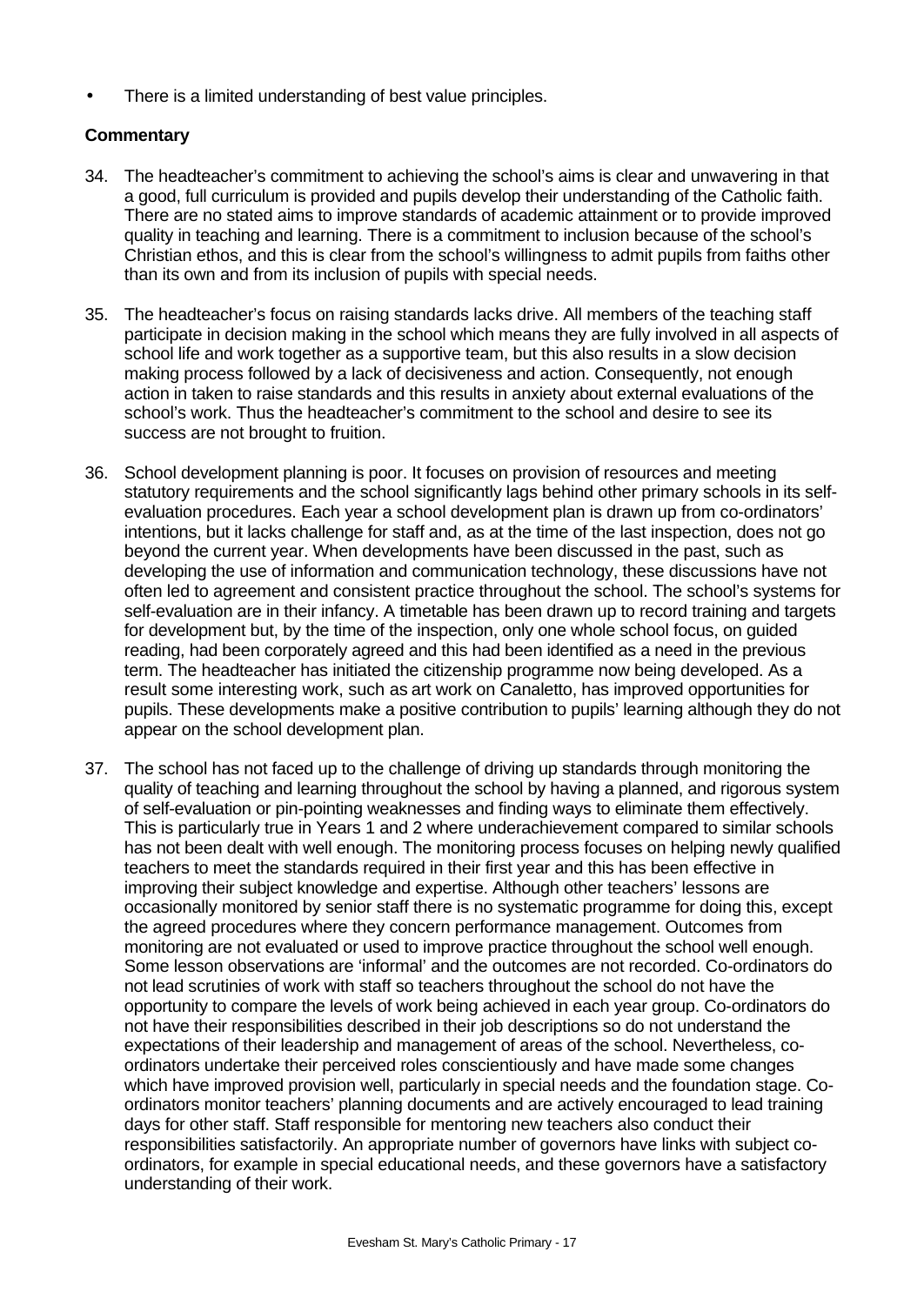- There is a limited understanding of best value principles.

**Commentary**

34. The headteacher's commitment to achieving the school's aims is clear and unwavering in that a good, full curriculum is provided and pupils develop their understanding of the Catholic faith. There are no stated aims to improve standards of academic attainment or to provide improved quality in teaching and learning. There is a commitment to inclusion because of the school's Christian ethos, and this is clear from the school's willingness to admit pupils from faiths other than its own and from its inclusion of pupils with special needs.

35. The headteacher's focus on raising standards lacks drive. All members of the teaching staff participate in decision making in the school which means they are fully involved in all aspects of school life and work together as a supportive team, but this also results in a slow decision making process followed by a lack of decisiveness and action. Consequently, not enough action in taken to raise standards and this results in anxiety about external evaluations of the school's work. Thus the headteacher's commitment to the school and desire to see its success are not brought to fruition.

36. School development planning is poor. It focuses on provision of resources and meeting statutory requirements and the school significantly lags behind other primary schools in its self-evaluation procedures. Each year a school development plan is drawn up from co-ordinators' intentions, but it lacks challenge for staff and, as at the time of the last inspection, does not go beyond the current year. When developments have been discussed in the past, such as developing the use of information and communication technology, these discussions have not often led to agreement and consistent practice throughout the school. The school's systems for self-evaluation are in their infancy. A timetable has been drawn up to record training and targets for development but, by the time of the inspection, only one whole school focus, on guided reading, had been corporately agreed and this had been identified as a need in the previous term. The headteacher has initiated the citizenship programme now being developed. As a result some interesting work, such as art work on Canaletto, has improved opportunities for pupils. These developments make a positive contribution to pupils' learning although they do not appear on the school development plan.

37. The school has not faced up to the challenge of driving up standards through monitoring the quality of teaching and learning throughout the school by having a planned, and rigorous system of self-evaluation or pin-pointing weaknesses and finding ways to eliminate them effectively. This is particularly true in Years 1 and 2 where underachievement compared to similar schools has not been dealt with well enough. The monitoring process focuses on helping newly qualified teachers to meet the standards required in their first year and this has been effective in improving their subject knowledge and expertise. Although other teachers' lessons are occasionally monitored by senior staff there is no systematic programme for doing this, except the agreed procedures where they concern performance management. Outcomes from monitoring are not evaluated or used to improve practice throughout the school well enough. Some lesson observations are 'informal' and the outcomes are not recorded. Co-ordinators do not lead scrutinies of work with staff so teachers throughout the school do not have the opportunity to compare the levels of work being achieved in each year group. Co-ordinators do not have their responsibilities described in their job descriptions so do not understand the expectations of their leadership and management of areas of the school. Nevertheless, co-ordinators undertake their perceived roles conscientiously and have made some changes which have improved provision well, particularly in special needs and the foundation stage. Co-ordinators monitor teachers' planning documents and are actively encouraged to lead training days for other staff. Staff responsible for mentoring new teachers also conduct their responsibilities satisfactorily. An appropriate number of governors have links with subject co-ordinators, for example in special educational needs, and these governors have a satisfactory understanding of their work.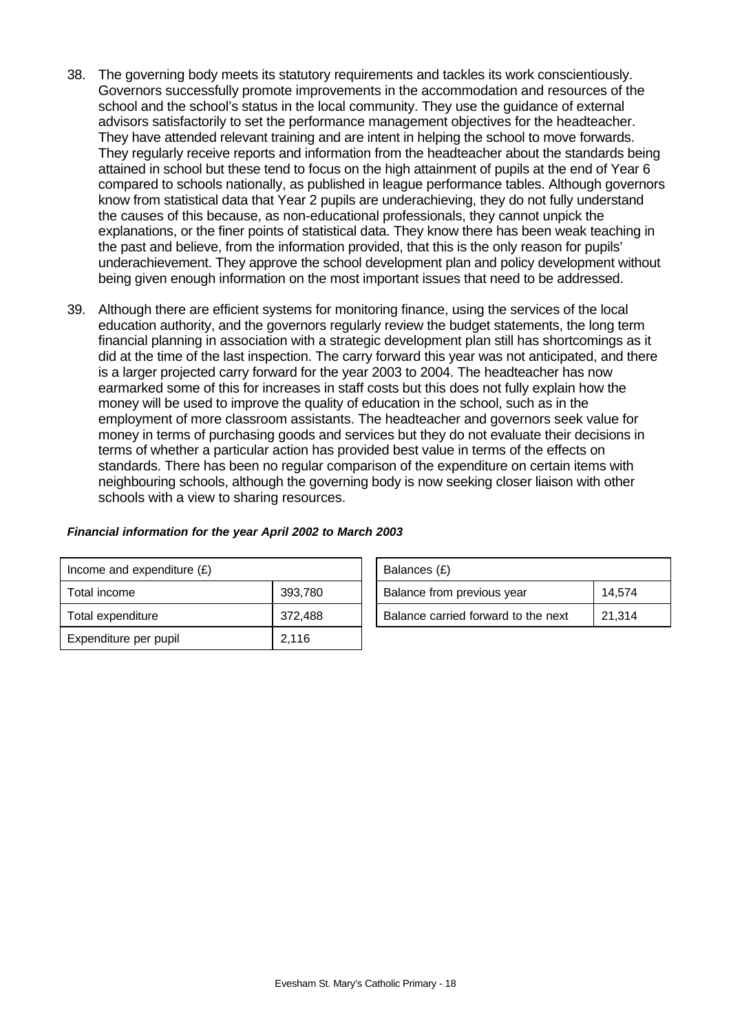38. The governing body meets its statutory requirements and tackles its work conscientiously. Governors successfully promote improvements in the accommodation and resources of the school and the school's status in the local community. They use the guidance of external advisors satisfactorily to set the performance management objectives for the headteacher. They have attended relevant training and are intent in helping the school to move forwards. They regularly receive reports and information from the headteacher about the standards being attained in school but these tend to focus on the high attainment of pupils at the end of Year 6 compared to schools nationally, as published in league performance tables. Although governors know from statistical data that Year 2 pupils are underachieving, they do not fully understand the causes of this because, as non-educational professionals, they cannot unpick the explanations, or the finer points of statistical data. They know there has been weak teaching in the past and believe, from the information provided, that this is the only reason for pupils' underachievement. They approve the school development plan and policy development without being given enough information on the most important issues that need to be addressed.

39. Although there are efficient systems for monitoring finance, using the services of the local education authority, and the governors regularly review the budget statements, the long term financial planning in association with a strategic development plan still has shortcomings as it did at the time of the last inspection. The carry forward this year was not anticipated, and there is a larger projected carry forward for the year 2003 to 2004. The headteacher has now earmarked some of this for increases in staff costs but this does not fully explain how the money will be used to improve the quality of education in the school, such as in the employment of more classroom assistants. The headteacher and governors seek value for money in terms of purchasing goods and services but they do not evaluate their decisions in terms of whether a particular action has provided best value in terms of the effects on standards. There has been no regular comparison of the expenditure on certain items with neighbouring schools, although the governing body is now seeking closer liaison with other schools with a view to sharing resources.

***Financial information for the year April 2002 to March 2003***

| Income and expenditure (£) | |
|---|---|
| Total income | 393,780 |
| Total expenditure | 372,488 |
| Expenditure per pupil | 2,116 |

| Balances (£) | |
|---|---|
| Balance from previous year | 14,574 |
| Balance carried forward to the next | 21,314 |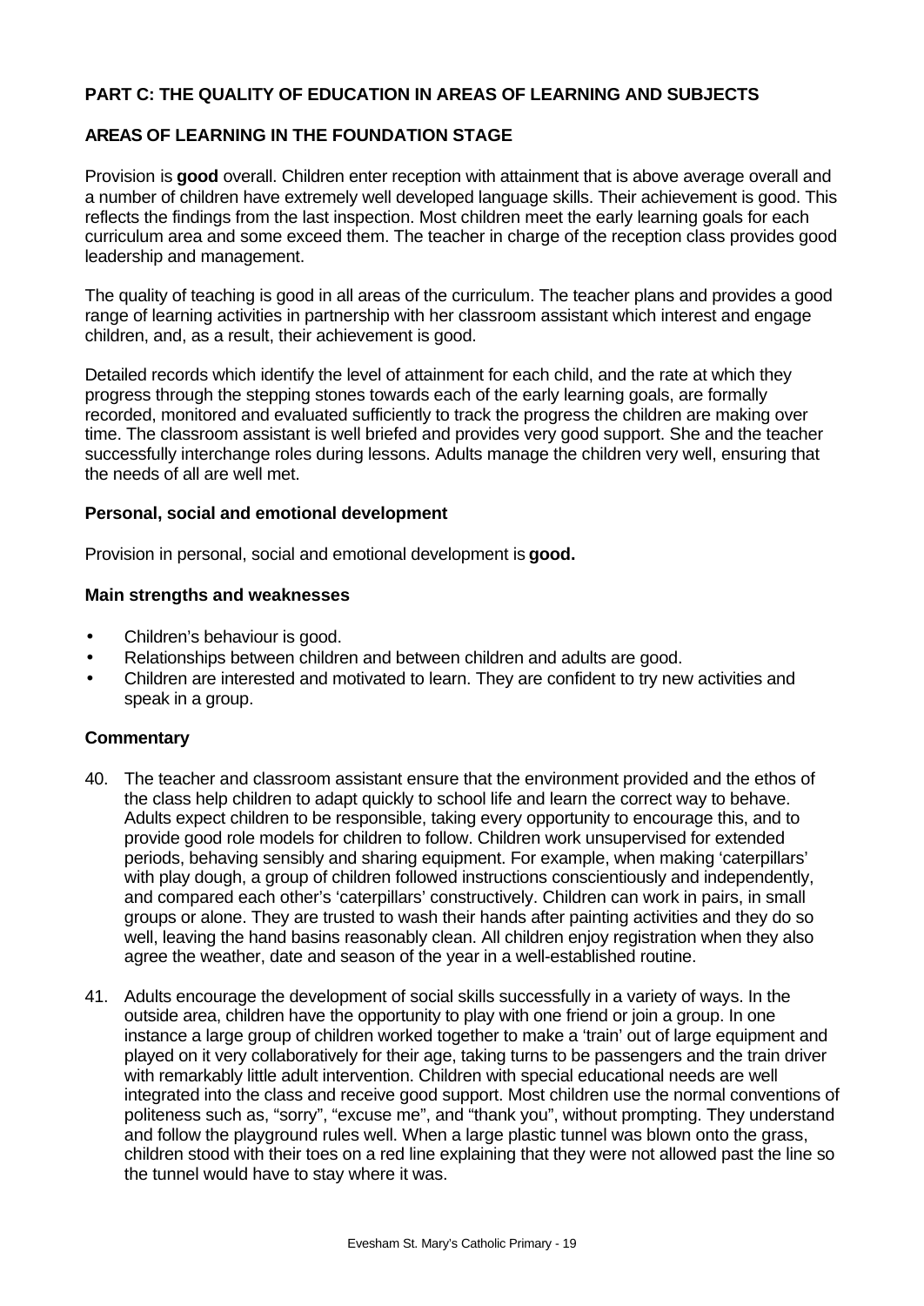## PART C: THE QUALITY OF EDUCATION IN AREAS OF LEARNING AND SUBJECTS

### AREAS OF LEARNING IN THE FOUNDATION STAGE

Provision is **good** overall. Children enter reception with attainment that is above average overall and a number of children have extremely well developed language skills. Their achievement is good. This reflects the findings from the last inspection. Most children meet the early learning goals for each curriculum area and some exceed them. The teacher in charge of the reception class provides good leadership and management.

The quality of teaching is good in all areas of the curriculum. The teacher plans and provides a good range of learning activities in partnership with her classroom assistant which interest and engage children, and, as a result, their achievement is good.

Detailed records which identify the level of attainment for each child, and the rate at which they progress through the stepping stones towards each of the early learning goals, are formally recorded, monitored and evaluated sufficiently to track the progress the children are making over time. The classroom assistant is well briefed and provides very good support. She and the teacher successfully interchange roles during lessons. Adults manage the children very well, ensuring that the needs of all are well met.

#### Personal, social and emotional development

Provision in personal, social and emotional development is **good.**

#### Main strengths and weaknesses

- Children's behaviour is good.
- Relationships between children and between children and adults are good.
- Children are interested and motivated to learn. They are confident to try new activities and speak in a group.

#### Commentary

40. The teacher and classroom assistant ensure that the environment provided and the ethos of the class help children to adapt quickly to school life and learn the correct way to behave. Adults expect children to be responsible, taking every opportunity to encourage this, and to provide good role models for children to follow. Children work unsupervised for extended periods, behaving sensibly and sharing equipment. For example, when making 'caterpillars' with play dough, a group of children followed instructions conscientiously and independently, and compared each other's 'caterpillars' constructively. Children can work in pairs, in small groups or alone. They are trusted to wash their hands after painting activities and they do so well, leaving the hand basins reasonably clean. All children enjoy registration when they also agree the weather, date and season of the year in a well-established routine.

41. Adults encourage the development of social skills successfully in a variety of ways. In the outside area, children have the opportunity to play with one friend or join a group. In one instance a large group of children worked together to make a 'train' out of large equipment and played on it very collaboratively for their age, taking turns to be passengers and the train driver with remarkably little adult intervention. Children with special educational needs are well integrated into the class and receive good support. Most children use the normal conventions of politeness such as, "sorry", "excuse me", and "thank you", without prompting. They understand and follow the playground rules well. When a large plastic tunnel was blown onto the grass, children stood with their toes on a red line explaining that they were not allowed past the line so the tunnel would have to stay where it was.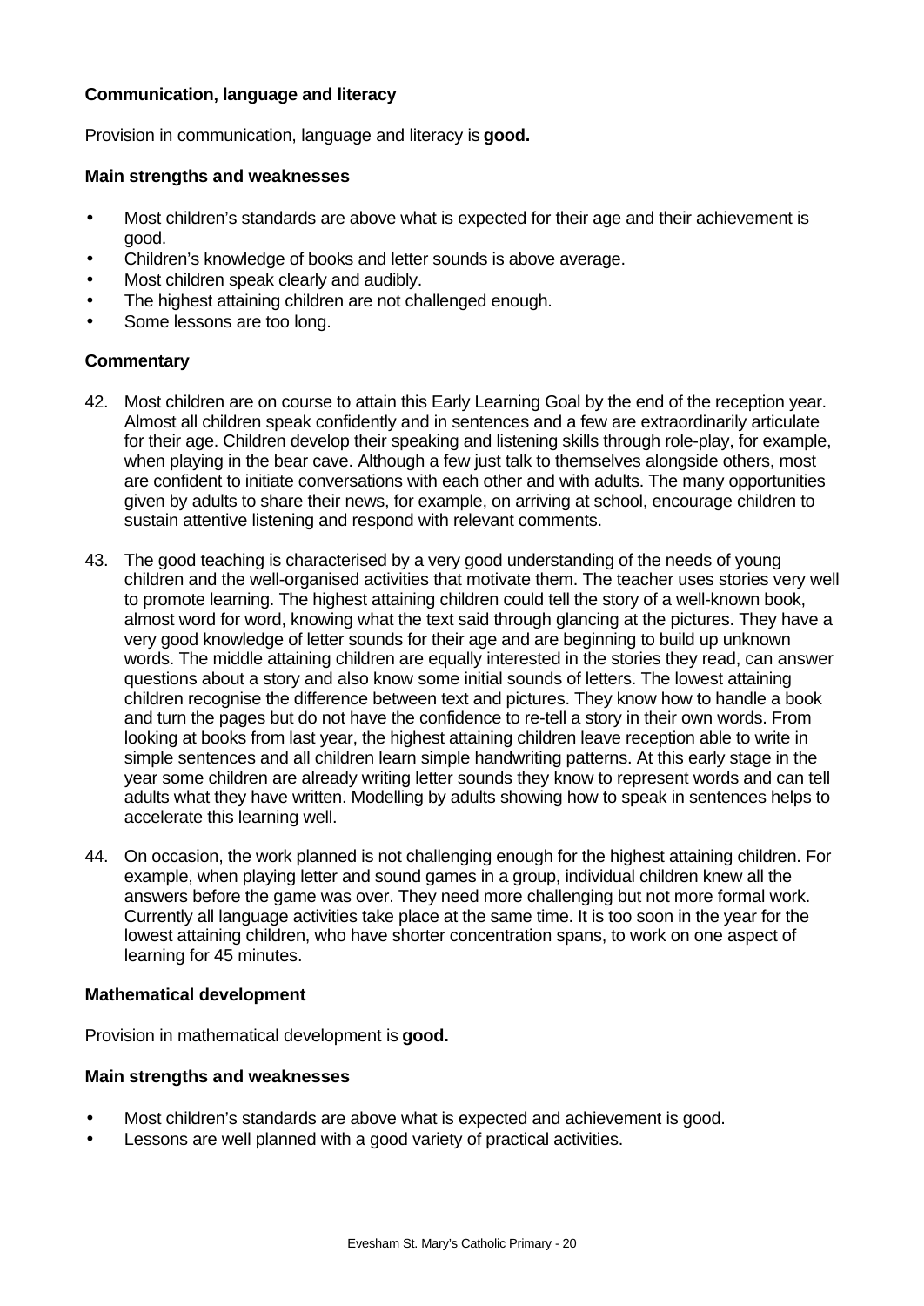### Communication, language and literacy

Provision in communication, language and literacy is **good.**

#### Main strengths and weaknesses

- Most children's standards are above what is expected for their age and their achievement is good.
- Children's knowledge of books and letter sounds is above average.
- Most children speak clearly and audibly.
- The highest attaining children are not challenged enough.
- Some lessons are too long.

#### Commentary

42. Most children are on course to attain this Early Learning Goal by the end of the reception year. Almost all children speak confidently and in sentences and a few are extraordinarily articulate for their age. Children develop their speaking and listening skills through role-play, for example, when playing in the bear cave. Although a few just talk to themselves alongside others, most are confident to initiate conversations with each other and with adults. The many opportunities given by adults to share their news, for example, on arriving at school, encourage children to sustain attentive listening and respond with relevant comments.

43. The good teaching is characterised by a very good understanding of the needs of young children and the well-organised activities that motivate them. The teacher uses stories very well to promote learning. The highest attaining children could tell the story of a well-known book, almost word for word, knowing what the text said through glancing at the pictures. They have a very good knowledge of letter sounds for their age and are beginning to build up unknown words. The middle attaining children are equally interested in the stories they read, can answer questions about a story and also know some initial sounds of letters. The lowest attaining children recognise the difference between text and pictures. They know how to handle a book and turn the pages but do not have the confidence to re-tell a story in their own words. From looking at books from last year, the highest attaining children leave reception able to write in simple sentences and all children learn simple handwriting patterns. At this early stage in the year some children are already writing letter sounds they know to represent words and can tell adults what they have written. Modelling by adults showing how to speak in sentences helps to accelerate this learning well.

44. On occasion, the work planned is not challenging enough for the highest attaining children. For example, when playing letter and sound games in a group, individual children knew all the answers before the game was over. They need more challenging but not more formal work. Currently all language activities take place at the same time. It is too soon in the year for the lowest attaining children, who have shorter concentration spans, to work on one aspect of learning for 45 minutes.

### Mathematical development

Provision in mathematical development is **good.**

#### Main strengths and weaknesses

- Most children's standards are above what is expected and achievement is good.
- Lessons are well planned with a good variety of practical activities.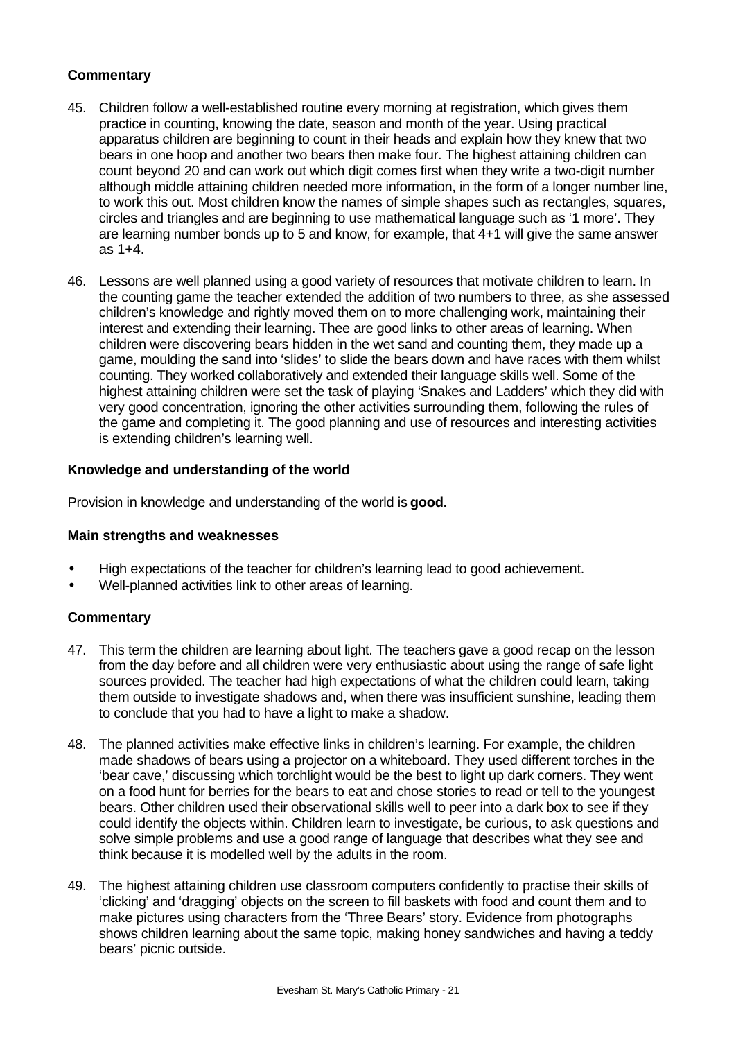**Commentary**

45. Children follow a well-established routine every morning at registration, which gives them practice in counting, knowing the date, season and month of the year. Using practical apparatus children are beginning to count in their heads and explain how they knew that two bears in one hoop and another two bears then make four. The highest attaining children can count beyond 20 and can work out which digit comes first when they write a two-digit number although middle attaining children needed more information, in the form of a longer number line, to work this out. Most children know the names of simple shapes such as rectangles, squares, circles and triangles and are beginning to use mathematical language such as '1 more'. They are learning number bonds up to 5 and know, for example, that 4+1 will give the same answer as 1+4.

46. Lessons are well planned using a good variety of resources that motivate children to learn. In the counting game the teacher extended the addition of two numbers to three, as she assessed children's knowledge and rightly moved them on to more challenging work, maintaining their interest and extending their learning. Thee are good links to other areas of learning. When children were discovering bears hidden in the wet sand and counting them, they made up a game, moulding the sand into 'slides' to slide the bears down and have races with them whilst counting. They worked collaboratively and extended their language skills well. Some of the highest attaining children were set the task of playing 'Snakes and Ladders' which they did with very good concentration, ignoring the other activities surrounding them, following the rules of the game and completing it. The good planning and use of resources and interesting activities is extending children's learning well.

**Knowledge and understanding of the world**

Provision in knowledge and understanding of the world is **good.**

**Main strengths and weaknesses**

- High expectations of the teacher for children's learning lead to good achievement.
- Well-planned activities link to other areas of learning.

**Commentary**

47. This term the children are learning about light. The teachers gave a good recap on the lesson from the day before and all children were very enthusiastic about using the range of safe light sources provided. The teacher had high expectations of what the children could learn, taking them outside to investigate shadows and, when there was insufficient sunshine, leading them to conclude that you had to have a light to make a shadow.

48. The planned activities make effective links in children's learning. For example, the children made shadows of bears using a projector on a whiteboard. They used different torches in the 'bear cave,' discussing which torchlight would be the best to light up dark corners. They went on a food hunt for berries for the bears to eat and chose stories to read or tell to the youngest bears. Other children used their observational skills well to peer into a dark box to see if they could identify the objects within. Children learn to investigate, be curious, to ask questions and solve simple problems and use a good range of language that describes what they see and think because it is modelled well by the adults in the room.

49. The highest attaining children use classroom computers confidently to practise their skills of 'clicking' and 'dragging' objects on the screen to fill baskets with food and count them and to make pictures using characters from the 'Three Bears' story. Evidence from photographs shows children learning about the same topic, making honey sandwiches and having a teddy bears' picnic outside.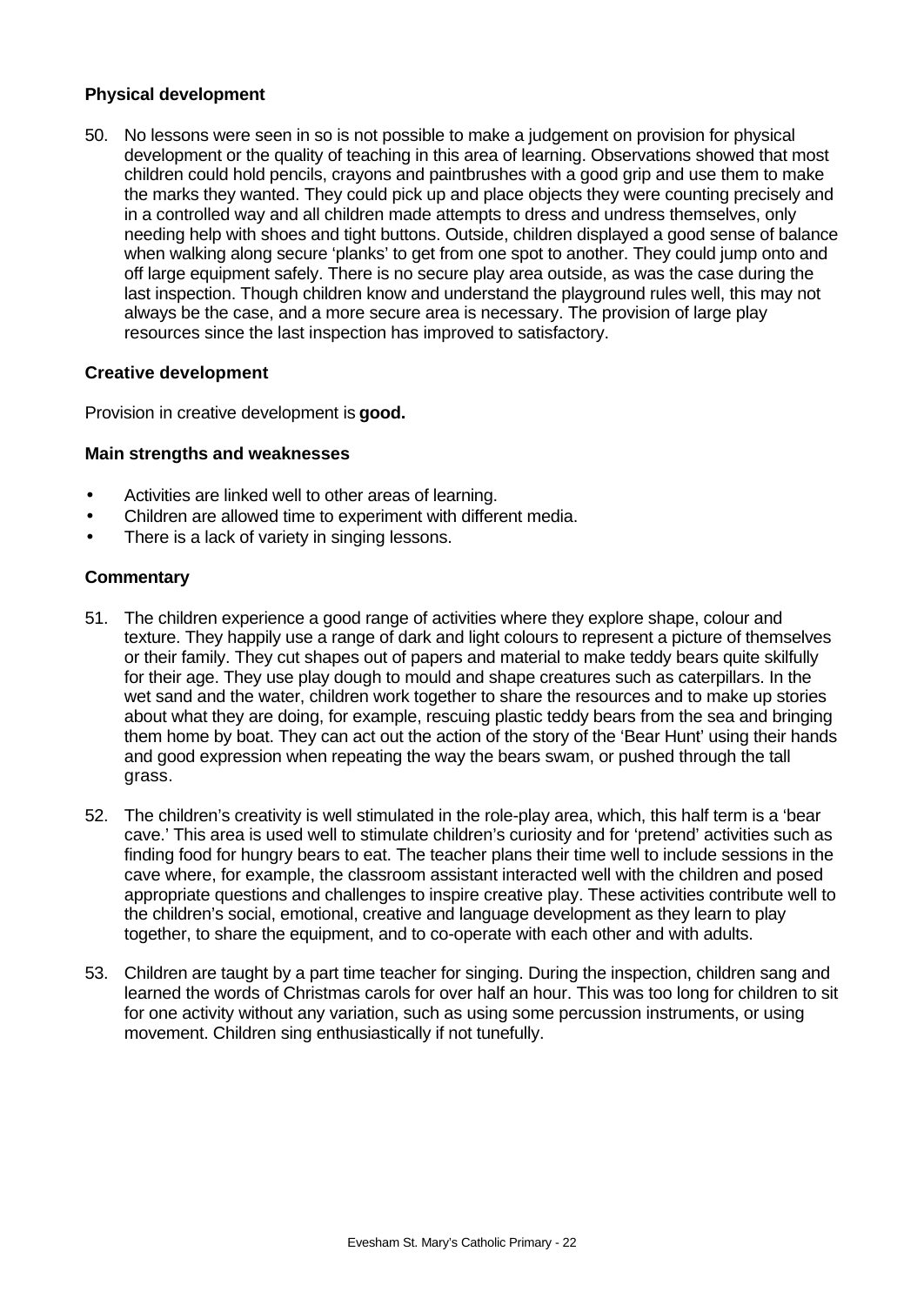### Physical development

50. No lessons were seen in so is not possible to make a judgement on provision for physical development or the quality of teaching in this area of learning. Observations showed that most children could hold pencils, crayons and paintbrushes with a good grip and use them to make the marks they wanted. They could pick up and place objects they were counting precisely and in a controlled way and all children made attempts to dress and undress themselves, only needing help with shoes and tight buttons. Outside, children displayed a good sense of balance when walking along secure 'planks' to get from one spot to another. They could jump onto and off large equipment safely. There is no secure play area outside, as was the case during the last inspection. Though children know and understand the playground rules well, this may not always be the case, and a more secure area is necessary. The provision of large play resources since the last inspection has improved to satisfactory.

### Creative development

Provision in creative development is **good.**

#### Main strengths and weaknesses

- Activities are linked well to other areas of learning.
- Children are allowed time to experiment with different media.
- There is a lack of variety in singing lessons.

#### Commentary

51. The children experience a good range of activities where they explore shape, colour and texture. They happily use a range of dark and light colours to represent a picture of themselves or their family. They cut shapes out of papers and material to make teddy bears quite skilfully for their age. They use play dough to mould and shape creatures such as caterpillars. In the wet sand and the water, children work together to share the resources and to make up stories about what they are doing, for example, rescuing plastic teddy bears from the sea and bringing them home by boat. They can act out the action of the story of the 'Bear Hunt' using their hands and good expression when repeating the way the bears swam, or pushed through the tall grass.

52. The children's creativity is well stimulated in the role-play area, which, this half term is a 'bear cave.' This area is used well to stimulate children's curiosity and for 'pretend' activities such as finding food for hungry bears to eat. The teacher plans their time well to include sessions in the cave where, for example, the classroom assistant interacted well with the children and posed appropriate questions and challenges to inspire creative play. These activities contribute well to the children's social, emotional, creative and language development as they learn to play together, to share the equipment, and to co-operate with each other and with adults.

53. Children are taught by a part time teacher for singing. During the inspection, children sang and learned the words of Christmas carols for over half an hour. This was too long for children to sit for one activity without any variation, such as using some percussion instruments, or using movement. Children sing enthusiastically if not tunefully.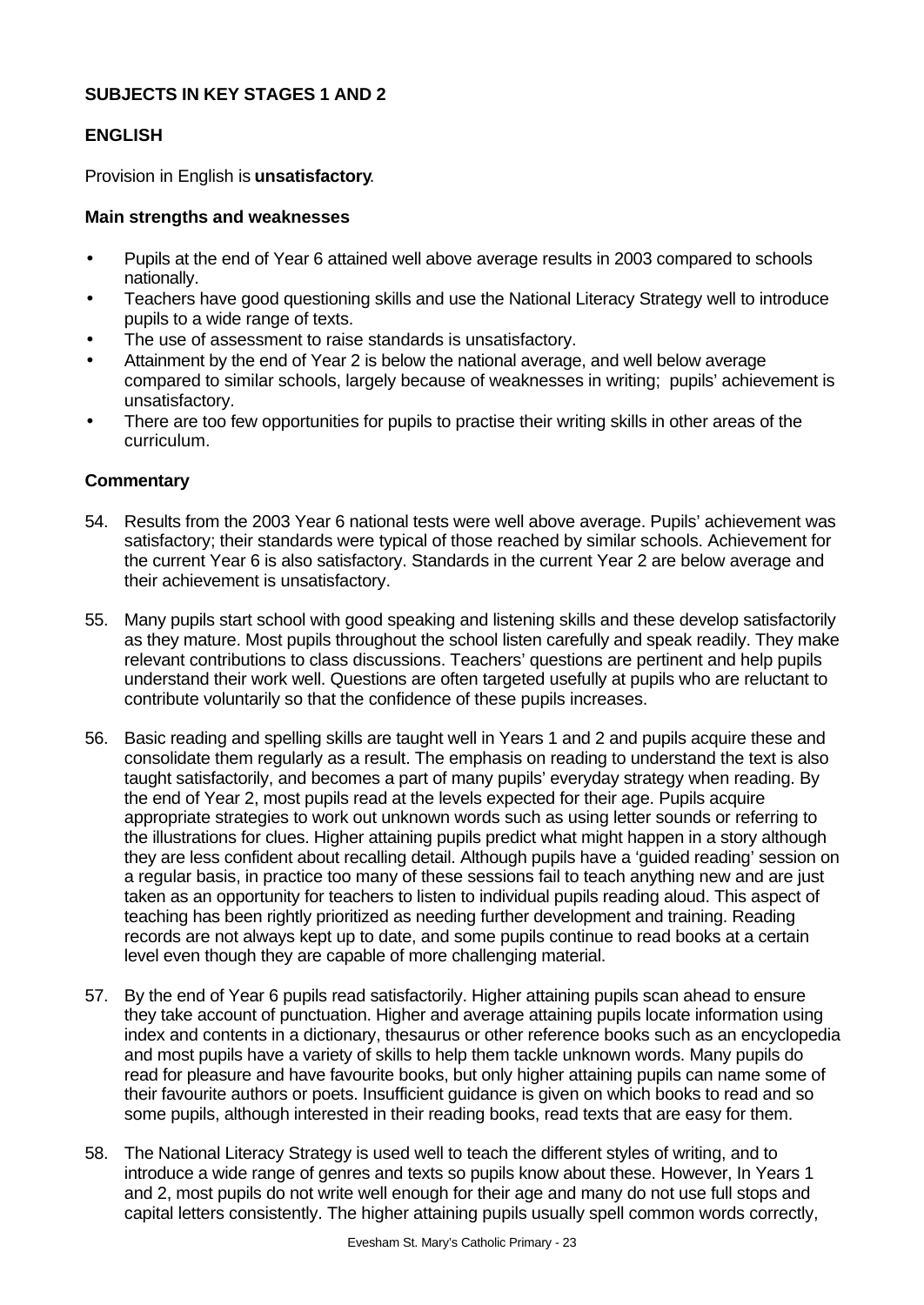**SUBJECTS IN KEY STAGES 1 AND 2**

**ENGLISH**

Provision in English is **unsatisfactory**.

**Main strengths and weaknesses**

- Pupils at the end of Year 6 attained well above average results in 2003 compared to schools nationally.
- Teachers have good questioning skills and use the National Literacy Strategy well to introduce pupils to a wide range of texts.
- The use of assessment to raise standards is unsatisfactory.
- Attainment by the end of Year 2 is below the national average, and well below average compared to similar schools, largely because of weaknesses in writing; pupils' achievement is unsatisfactory.
- There are too few opportunities for pupils to practise their writing skills in other areas of the curriculum.

**Commentary**

54. Results from the 2003 Year 6 national tests were well above average. Pupils' achievement was satisfactory; their standards were typical of those reached by similar schools. Achievement for the current Year 6 is also satisfactory. Standards in the current Year 2 are below average and their achievement is unsatisfactory.

55. Many pupils start school with good speaking and listening skills and these develop satisfactorily as they mature. Most pupils throughout the school listen carefully and speak readily. They make relevant contributions to class discussions. Teachers' questions are pertinent and help pupils understand their work well. Questions are often targeted usefully at pupils who are reluctant to contribute voluntarily so that the confidence of these pupils increases.

56. Basic reading and spelling skills are taught well in Years 1 and 2 and pupils acquire these and consolidate them regularly as a result. The emphasis on reading to understand the text is also taught satisfactorily, and becomes a part of many pupils' everyday strategy when reading. By the end of Year 2, most pupils read at the levels expected for their age. Pupils acquire appropriate strategies to work out unknown words such as using letter sounds or referring to the illustrations for clues. Higher attaining pupils predict what might happen in a story although they are less confident about recalling detail. Although pupils have a 'guided reading' session on a regular basis, in practice too many of these sessions fail to teach anything new and are just taken as an opportunity for teachers to listen to individual pupils reading aloud. This aspect of teaching has been rightly prioritized as needing further development and training. Reading records are not always kept up to date, and some pupils continue to read books at a certain level even though they are capable of more challenging material.

57. By the end of Year 6 pupils read satisfactorily. Higher attaining pupils scan ahead to ensure they take account of punctuation. Higher and average attaining pupils locate information using index and contents in a dictionary, thesaurus or other reference books such as an encyclopedia and most pupils have a variety of skills to help them tackle unknown words. Many pupils do read for pleasure and have favourite books, but only higher attaining pupils can name some of their favourite authors or poets. Insufficient guidance is given on which books to read and so some pupils, although interested in their reading books, read texts that are easy for them.

58. The National Literacy Strategy is used well to teach the different styles of writing, and to introduce a wide range of genres and texts so pupils know about these. However, In Years 1 and 2, most pupils do not write well enough for their age and many do not use full stops and capital letters consistently. The higher attaining pupils usually spell common words correctly,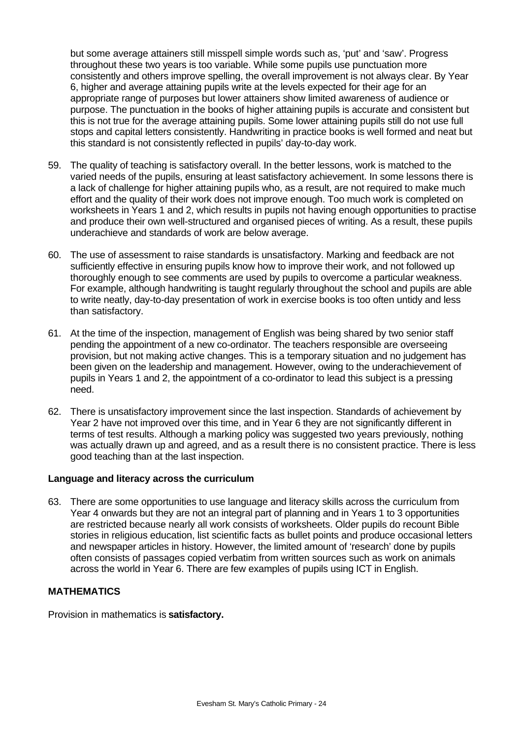but some average attainers still misspell simple words such as, 'put' and 'saw'. Progress throughout these two years is too variable. While some pupils use punctuation more consistently and others improve spelling, the overall improvement is not always clear. By Year 6, higher and average attaining pupils write at the levels expected for their age for an appropriate range of purposes but lower attainers show limited awareness of audience or purpose. The punctuation in the books of higher attaining pupils is accurate and consistent but this is not true for the average attaining pupils. Some lower attaining pupils still do not use full stops and capital letters consistently. Handwriting in practice books is well formed and neat but this standard is not consistently reflected in pupils' day-to-day work.

59. The quality of teaching is satisfactory overall. In the better lessons, work is matched to the varied needs of the pupils, ensuring at least satisfactory achievement. In some lessons there is a lack of challenge for higher attaining pupils who, as a result, are not required to make much effort and the quality of their work does not improve enough. Too much work is completed on worksheets in Years 1 and 2, which results in pupils not having enough opportunities to practise and produce their own well-structured and organised pieces of writing. As a result, these pupils underachieve and standards of work are below average.

60. The use of assessment to raise standards is unsatisfactory. Marking and feedback are not sufficiently effective in ensuring pupils know how to improve their work, and not followed up thoroughly enough to see comments are used by pupils to overcome a particular weakness. For example, although handwriting is taught regularly throughout the school and pupils are able to write neatly, day-to-day presentation of work in exercise books is too often untidy and less than satisfactory.

61. At the time of the inspection, management of English was being shared by two senior staff pending the appointment of a new co-ordinator. The teachers responsible are overseeing provision, but not making active changes. This is a temporary situation and no judgement has been given on the leadership and management. However, owing to the underachievement of pupils in Years 1 and 2, the appointment of a co-ordinator to lead this subject is a pressing need.

62. There is unsatisfactory improvement since the last inspection. Standards of achievement by Year 2 have not improved over this time, and in Year 6 they are not significantly different in terms of test results. Although a marking policy was suggested two years previously, nothing was actually drawn up and agreed, and as a result there is no consistent practice. There is less good teaching than at the last inspection.

**Language and literacy across the curriculum**

63. There are some opportunities to use language and literacy skills across the curriculum from Year 4 onwards but they are not an integral part of planning and in Years 1 to 3 opportunities are restricted because nearly all work consists of worksheets. Older pupils do recount Bible stories in religious education, list scientific facts as bullet points and produce occasional letters and newspaper articles in history. However, the limited amount of 'research' done by pupils often consists of passages copied verbatim from written sources such as work on animals across the world in Year 6. There are few examples of pupils using ICT in English.

**MATHEMATICS**

Provision in mathematics is **satisfactory.**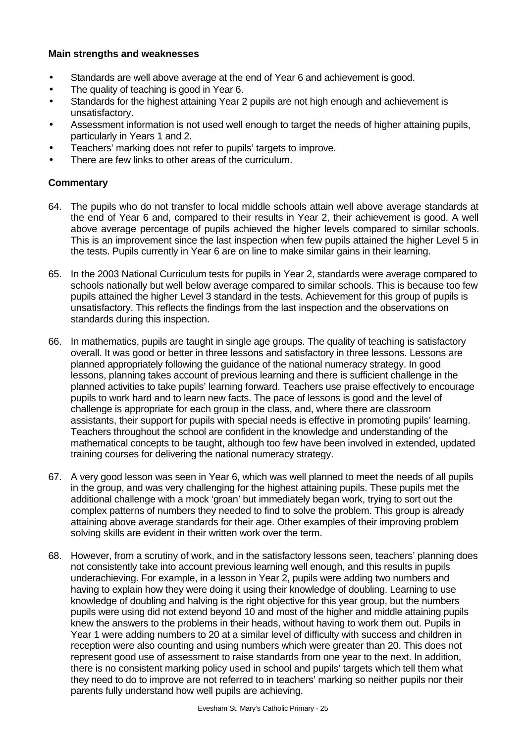**Main strengths and weaknesses**

- Standards are well above average at the end of Year 6 and achievement is good.
- The quality of teaching is good in Year 6.
- Standards for the highest attaining Year 2 pupils are not high enough and achievement is unsatisfactory.
- Assessment information is not used well enough to target the needs of higher attaining pupils, particularly in Years 1 and 2.
- Teachers' marking does not refer to pupils' targets to improve.
- There are few links to other areas of the curriculum.

**Commentary**

64. The pupils who do not transfer to local middle schools attain well above average standards at the end of Year 6 and, compared to their results in Year 2, their achievement is good. A well above average percentage of pupils achieved the higher levels compared to similar schools. This is an improvement since the last inspection when few pupils attained the higher Level 5 in the tests. Pupils currently in Year 6 are on line to make similar gains in their learning.

65. In the 2003 National Curriculum tests for pupils in Year 2, standards were average compared to schools nationally but well below average compared to similar schools. This is because too few pupils attained the higher Level 3 standard in the tests. Achievement for this group of pupils is unsatisfactory. This reflects the findings from the last inspection and the observations on standards during this inspection.

66. In mathematics, pupils are taught in single age groups. The quality of teaching is satisfactory overall. It was good or better in three lessons and satisfactory in three lessons. Lessons are planned appropriately following the guidance of the national numeracy strategy. In good lessons, planning takes account of previous learning and there is sufficient challenge in the planned activities to take pupils' learning forward. Teachers use praise effectively to encourage pupils to work hard and to learn new facts. The pace of lessons is good and the level of challenge is appropriate for each group in the class, and, where there are classroom assistants, their support for pupils with special needs is effective in promoting pupils' learning. Teachers throughout the school are confident in the knowledge and understanding of the mathematical concepts to be taught, although too few have been involved in extended, updated training courses for delivering the national numeracy strategy.

67. A very good lesson was seen in Year 6, which was well planned to meet the needs of all pupils in the group, and was very challenging for the highest attaining pupils. These pupils met the additional challenge with a mock 'groan' but immediately began work, trying to sort out the complex patterns of numbers they needed to find to solve the problem. This group is already attaining above average standards for their age. Other examples of their improving problem solving skills are evident in their written work over the term.

68. However, from a scrutiny of work, and in the satisfactory lessons seen, teachers' planning does not consistently take into account previous learning well enough, and this results in pupils underachieving. For example, in a lesson in Year 2, pupils were adding two numbers and having to explain how they were doing it using their knowledge of doubling. Learning to use knowledge of doubling and halving is the right objective for this year group, but the numbers pupils were using did not extend beyond 10 and most of the higher and middle attaining pupils knew the answers to the problems in their heads, without having to work them out. Pupils in Year 1 were adding numbers to 20 at a similar level of difficulty with success and children in reception were also counting and using numbers which were greater than 20. This does not represent good use of assessment to raise standards from one year to the next. In addition, there is no consistent marking policy used in school and pupils' targets which tell them what they need to do to improve are not referred to in teachers' marking so neither pupils nor their parents fully understand how well pupils are achieving.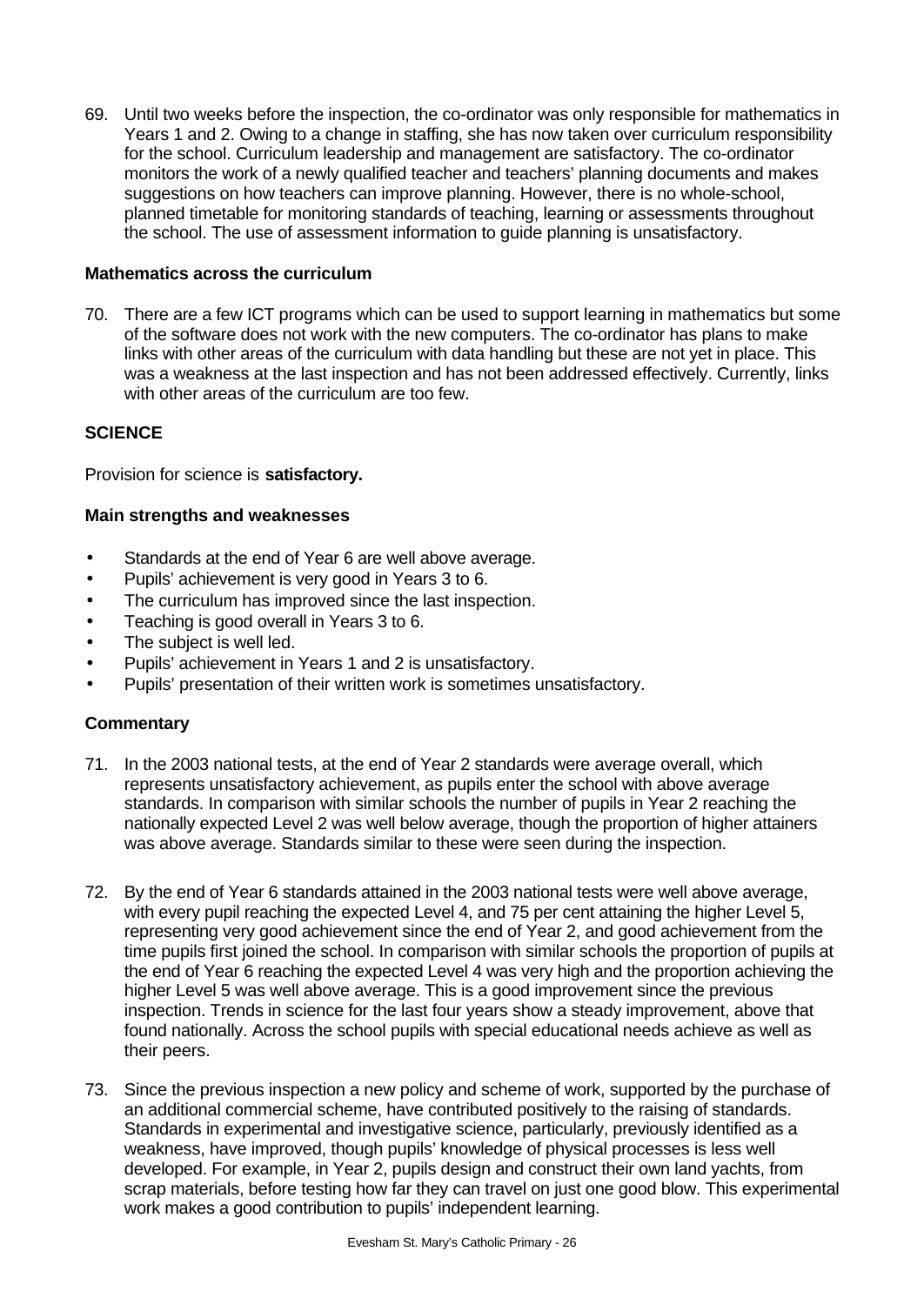69. Until two weeks before the inspection, the co-ordinator was only responsible for mathematics in Years 1 and 2. Owing to a change in staffing, she has now taken over curriculum responsibility for the school. Curriculum leadership and management are satisfactory. The co-ordinator monitors the work of a newly qualified teacher and teachers' planning documents and makes suggestions on how teachers can improve planning. However, there is no whole-school, planned timetable for monitoring standards of teaching, learning or assessments throughout the school. The use of assessment information to guide planning is unsatisfactory.

### Mathematics across the curriculum

70. There are a few ICT programs which can be used to support learning in mathematics but some of the software does not work with the new computers. The co-ordinator has plans to make links with other areas of the curriculum with data handling but these are not yet in place. This was a weakness at the last inspection and has not been addressed effectively. Currently, links with other areas of the curriculum are too few.

## SCIENCE

Provision for science is **satisfactory.**

### Main strengths and weaknesses

- Standards at the end of Year 6 are well above average.
- Pupils' achievement is very good in Years 3 to 6.
- The curriculum has improved since the last inspection.
- Teaching is good overall in Years 3 to 6.
- The subject is well led.
- Pupils' achievement in Years 1 and 2 is unsatisfactory.
- Pupils' presentation of their written work is sometimes unsatisfactory.

### Commentary

71. In the 2003 national tests, at the end of Year 2 standards were average overall, which represents unsatisfactory achievement, as pupils enter the school with above average standards. In comparison with similar schools the number of pupils in Year 2 reaching the nationally expected Level 2 was well below average, though the proportion of higher attainers was above average. Standards similar to these were seen during the inspection.

72. By the end of Year 6 standards attained in the 2003 national tests were well above average, with every pupil reaching the expected Level 4, and 75 per cent attaining the higher Level 5, representing very good achievement since the end of Year 2, and good achievement from the time pupils first joined the school. In comparison with similar schools the proportion of pupils at the end of Year 6 reaching the expected Level 4 was very high and the proportion achieving the higher Level 5 was well above average. This is a good improvement since the previous inspection. Trends in science for the last four years show a steady improvement, above that found nationally. Across the school pupils with special educational needs achieve as well as their peers.

73. Since the previous inspection a new policy and scheme of work, supported by the purchase of an additional commercial scheme, have contributed positively to the raising of standards. Standards in experimental and investigative science, particularly, previously identified as a weakness, have improved, though pupils' knowledge of physical processes is less well developed. For example, in Year 2, pupils design and construct their own land yachts, from scrap materials, before testing how far they can travel on just one good blow. This experimental work makes a good contribution to pupils' independent learning.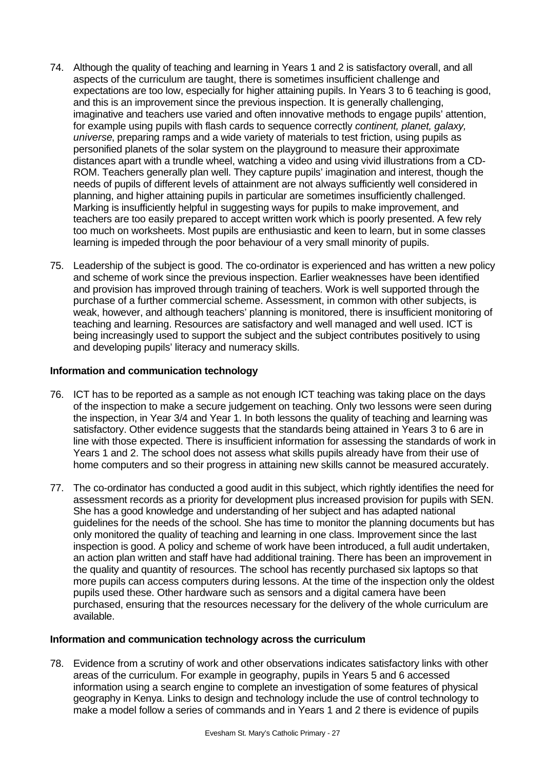74. Although the quality of teaching and learning in Years 1 and 2 is satisfactory overall, and all aspects of the curriculum are taught, there is sometimes insufficient challenge and expectations are too low, especially for higher attaining pupils. In Years 3 to 6 teaching is good, and this is an improvement since the previous inspection. It is generally challenging, imaginative and teachers use varied and often innovative methods to engage pupils' attention, for example using pupils with flash cards to sequence correctly *continent, planet, galaxy, universe*, preparing ramps and a wide variety of materials to test friction, using pupils as personified planets of the solar system on the playground to measure their approximate distances apart with a trundle wheel, watching a video and using vivid illustrations from a CD-ROM. Teachers generally plan well. They capture pupils' imagination and interest, though the needs of pupils of different levels of attainment are not always sufficiently well considered in planning, and higher attaining pupils in particular are sometimes insufficiently challenged. Marking is insufficiently helpful in suggesting ways for pupils to make improvement, and teachers are too easily prepared to accept written work which is poorly presented. A few rely too much on worksheets. Most pupils are enthusiastic and keen to learn, but in some classes learning is impeded through the poor behaviour of a very small minority of pupils.

75. Leadership of the subject is good. The co-ordinator is experienced and has written a new policy and scheme of work since the previous inspection. Earlier weaknesses have been identified and provision has improved through training of teachers. Work is well supported through the purchase of a further commercial scheme. Assessment, in common with other subjects, is weak, however, and although teachers' planning is monitored, there is insufficient monitoring of teaching and learning. Resources are satisfactory and well managed and well used. ICT is being increasingly used to support the subject and the subject contributes positively to using and developing pupils' literacy and numeracy skills.

**Information and communication technology**

76. ICT has to be reported as a sample as not enough ICT teaching was taking place on the days of the inspection to make a secure judgement on teaching. Only two lessons were seen during the inspection, in Year 3/4 and Year 1. In both lessons the quality of teaching and learning was satisfactory. Other evidence suggests that the standards being attained in Years 3 to 6 are in line with those expected. There is insufficient information for assessing the standards of work in Years 1 and 2. The school does not assess what skills pupils already have from their use of home computers and so their progress in attaining new skills cannot be measured accurately.

77. The co-ordinator has conducted a good audit in this subject, which rightly identifies the need for assessment records as a priority for development plus increased provision for pupils with SEN. She has a good knowledge and understanding of her subject and has adapted national guidelines for the needs of the school. She has time to monitor the planning documents but has only monitored the quality of teaching and learning in one class. Improvement since the last inspection is good. A policy and scheme of work have been introduced, a full audit undertaken, an action plan written and staff have had additional training. There has been an improvement in the quality and quantity of resources. The school has recently purchased six laptops so that more pupils can access computers during lessons. At the time of the inspection only the oldest pupils used these. Other hardware such as sensors and a digital camera have been purchased, ensuring that the resources necessary for the delivery of the whole curriculum are available.

**Information and communication technology across the curriculum**

78. Evidence from a scrutiny of work and other observations indicates satisfactory links with other areas of the curriculum. For example in geography, pupils in Years 5 and 6 accessed information using a search engine to complete an investigation of some features of physical geography in Kenya. Links to design and technology include the use of control technology to make a model follow a series of commands and in Years 1 and 2 there is evidence of pupils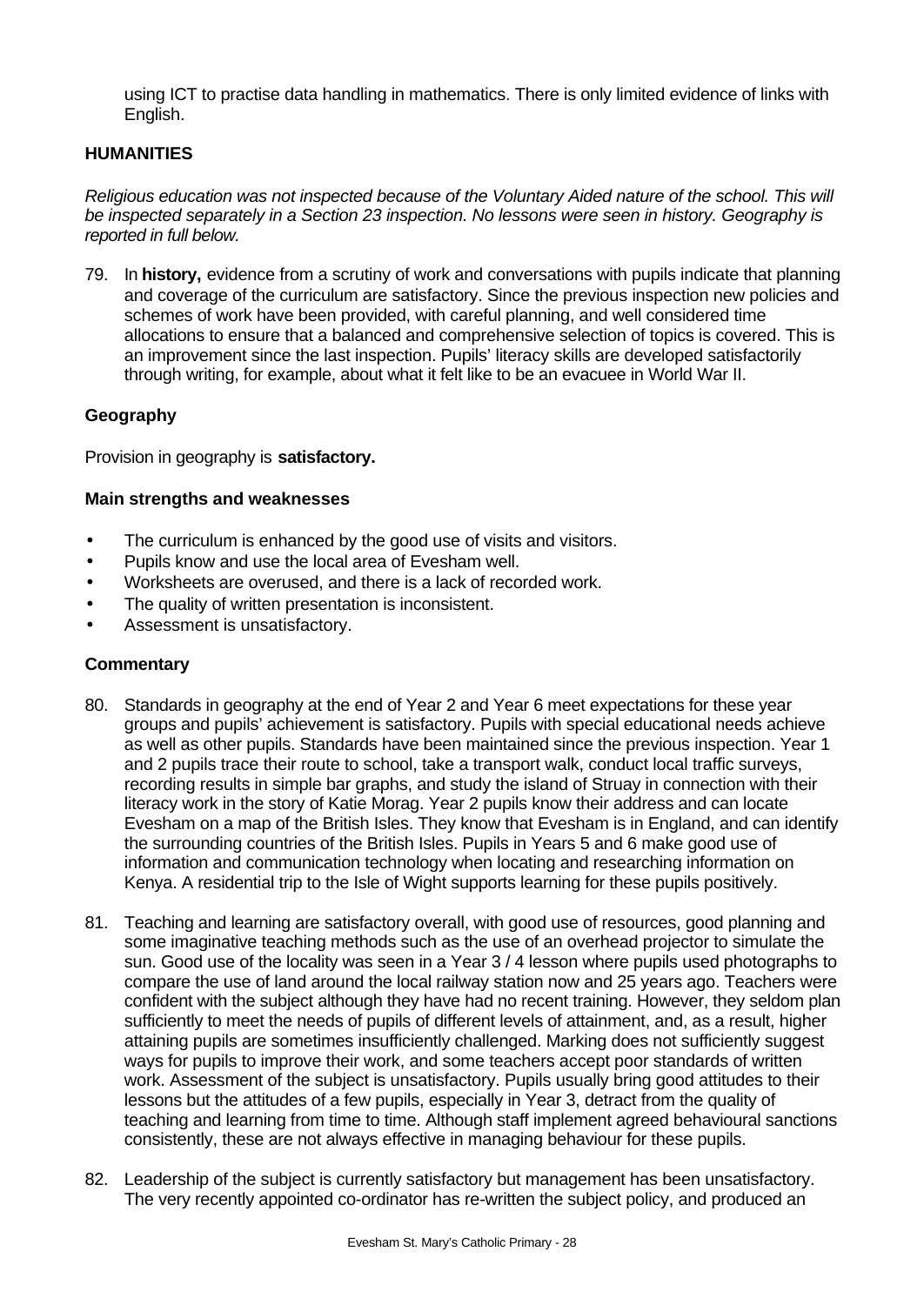using ICT to practise data handling in mathematics. There is only limited evidence of links with English.

## HUMANITIES

*Religious education was not inspected because of the Voluntary Aided nature of the school. This will be inspected separately in a Section 23 inspection. No lessons were seen in history. Geography is reported in full below.*

79. In **history,** evidence from a scrutiny of work and conversations with pupils indicate that planning and coverage of the curriculum are satisfactory. Since the previous inspection new policies and schemes of work have been provided, with careful planning, and well considered time allocations to ensure that a balanced and comprehensive selection of topics is covered. This is an improvement since the last inspection. Pupils' literacy skills are developed satisfactorily through writing, for example, about what it felt like to be an evacuee in World War II.

### Geography

Provision in geography is **satisfactory.**

#### Main strengths and weaknesses

- The curriculum is enhanced by the good use of visits and visitors.
- Pupils know and use the local area of Evesham well.
- Worksheets are overused, and there is a lack of recorded work.
- The quality of written presentation is inconsistent.
- Assessment is unsatisfactory.

#### Commentary

80. Standards in geography at the end of Year 2 and Year 6 meet expectations for these year groups and pupils' achievement is satisfactory. Pupils with special educational needs achieve as well as other pupils. Standards have been maintained since the previous inspection. Year 1 and 2 pupils trace their route to school, take a transport walk, conduct local traffic surveys, recording results in simple bar graphs, and study the island of Struay in connection with their literacy work in the story of Katie Morag. Year 2 pupils know their address and can locate Evesham on a map of the British Isles. They know that Evesham is in England, and can identify the surrounding countries of the British Isles. Pupils in Years 5 and 6 make good use of information and communication technology when locating and researching information on Kenya. A residential trip to the Isle of Wight supports learning for these pupils positively.

81. Teaching and learning are satisfactory overall, with good use of resources, good planning and some imaginative teaching methods such as the use of an overhead projector to simulate the sun. Good use of the locality was seen in a Year 3 / 4 lesson where pupils used photographs to compare the use of land around the local railway station now and 25 years ago. Teachers were confident with the subject although they have had no recent training. However, they seldom plan sufficiently to meet the needs of pupils of different levels of attainment, and, as a result, higher attaining pupils are sometimes insufficiently challenged. Marking does not sufficiently suggest ways for pupils to improve their work, and some teachers accept poor standards of written work. Assessment of the subject is unsatisfactory. Pupils usually bring good attitudes to their lessons but the attitudes of a few pupils, especially in Year 3, detract from the quality of teaching and learning from time to time. Although staff implement agreed behavioural sanctions consistently, these are not always effective in managing behaviour for these pupils.

82. Leadership of the subject is currently satisfactory but management has been unsatisfactory. The very recently appointed co-ordinator has re-written the subject policy, and produced an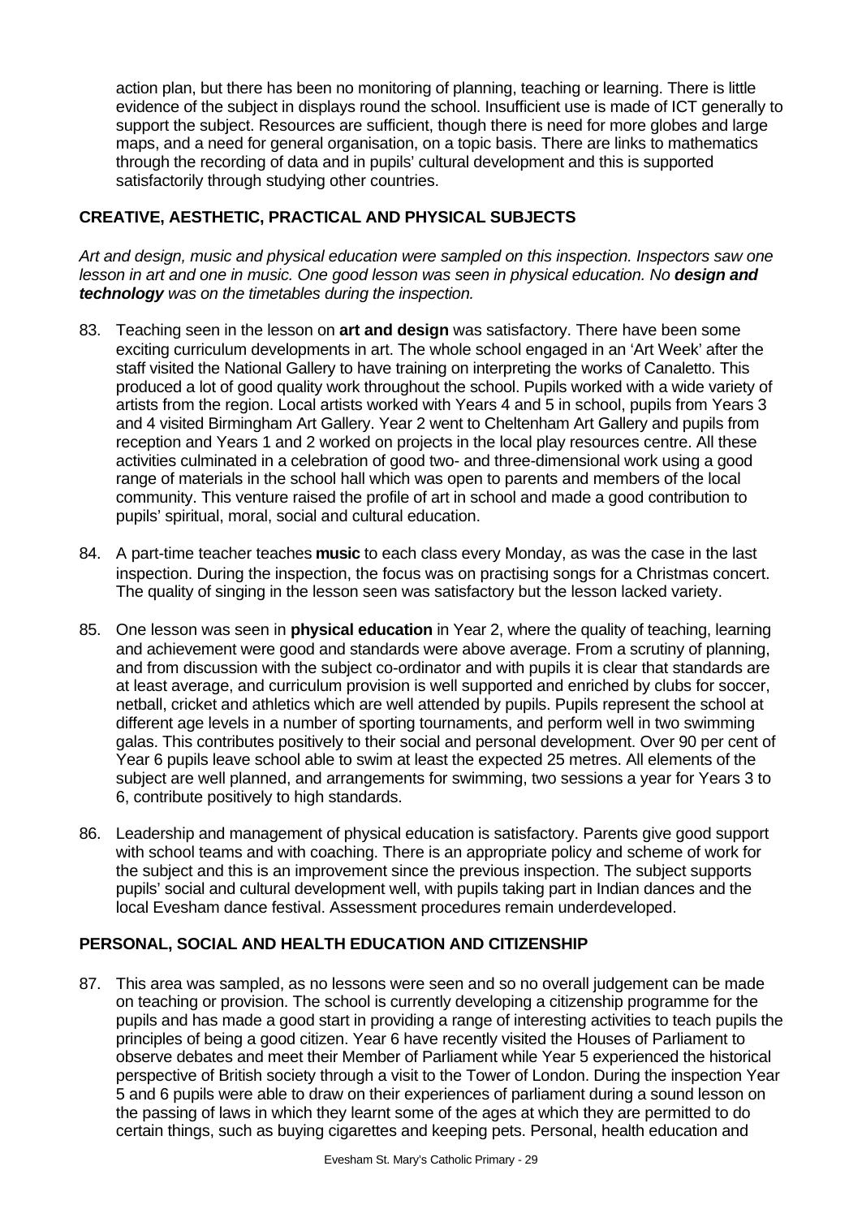action plan, but there has been no monitoring of planning, teaching or learning. There is little evidence of the subject in displays round the school. Insufficient use is made of ICT generally to support the subject. Resources are sufficient, though there is need for more globes and large maps, and a need for general organisation, on a topic basis. There are links to mathematics through the recording of data and in pupils' cultural development and this is supported satisfactorily through studying other countries.

## CREATIVE, AESTHETIC, PRACTICAL AND PHYSICAL SUBJECTS

*Art and design, music and physical education were sampled on this inspection. Inspectors saw one lesson in art and one in music. One good lesson was seen in physical education. No* ***design and technology*** *was on the timetables during the inspection.*

83. Teaching seen in the lesson on **art and design** was satisfactory. There have been some exciting curriculum developments in art. The whole school engaged in an 'Art Week' after the staff visited the National Gallery to have training on interpreting the works of Canaletto. This produced a lot of good quality work throughout the school. Pupils worked with a wide variety of artists from the region. Local artists worked with Years 4 and 5 in school, pupils from Years 3 and 4 visited Birmingham Art Gallery. Year 2 went to Cheltenham Art Gallery and pupils from reception and Years 1 and 2 worked on projects in the local play resources centre. All these activities culminated in a celebration of good two- and three-dimensional work using a good range of materials in the school hall which was open to parents and members of the local community. This venture raised the profile of art in school and made a good contribution to pupils' spiritual, moral, social and cultural education.

84. A part-time teacher teaches **music** to each class every Monday, as was the case in the last inspection. During the inspection, the focus was on practising songs for a Christmas concert. The quality of singing in the lesson seen was satisfactory but the lesson lacked variety.

85. One lesson was seen in **physical education** in Year 2, where the quality of teaching, learning and achievement were good and standards were above average. From a scrutiny of planning, and from discussion with the subject co-ordinator and with pupils it is clear that standards are at least average, and curriculum provision is well supported and enriched by clubs for soccer, netball, cricket and athletics which are well attended by pupils. Pupils represent the school at different age levels in a number of sporting tournaments, and perform well in two swimming galas. This contributes positively to their social and personal development. Over 90 per cent of Year 6 pupils leave school able to swim at least the expected 25 metres. All elements of the subject are well planned, and arrangements for swimming, two sessions a year for Years 3 to 6, contribute positively to high standards.

86. Leadership and management of physical education is satisfactory. Parents give good support with school teams and with coaching. There is an appropriate policy and scheme of work for the subject and this is an improvement since the previous inspection. The subject supports pupils' social and cultural development well, with pupils taking part in Indian dances and the local Evesham dance festival. Assessment procedures remain underdeveloped.

## PERSONAL, SOCIAL AND HEALTH EDUCATION AND CITIZENSHIP

87. This area was sampled, as no lessons were seen and so no overall judgement can be made on teaching or provision. The school is currently developing a citizenship programme for the pupils and has made a good start in providing a range of interesting activities to teach pupils the principles of being a good citizen. Year 6 have recently visited the Houses of Parliament to observe debates and meet their Member of Parliament while Year 5 experienced the historical perspective of British society through a visit to the Tower of London. During the inspection Year 5 and 6 pupils were able to draw on their experiences of parliament during a sound lesson on the passing of laws in which they learnt some of the ages at which they are permitted to do certain things, such as buying cigarettes and keeping pets. Personal, health education and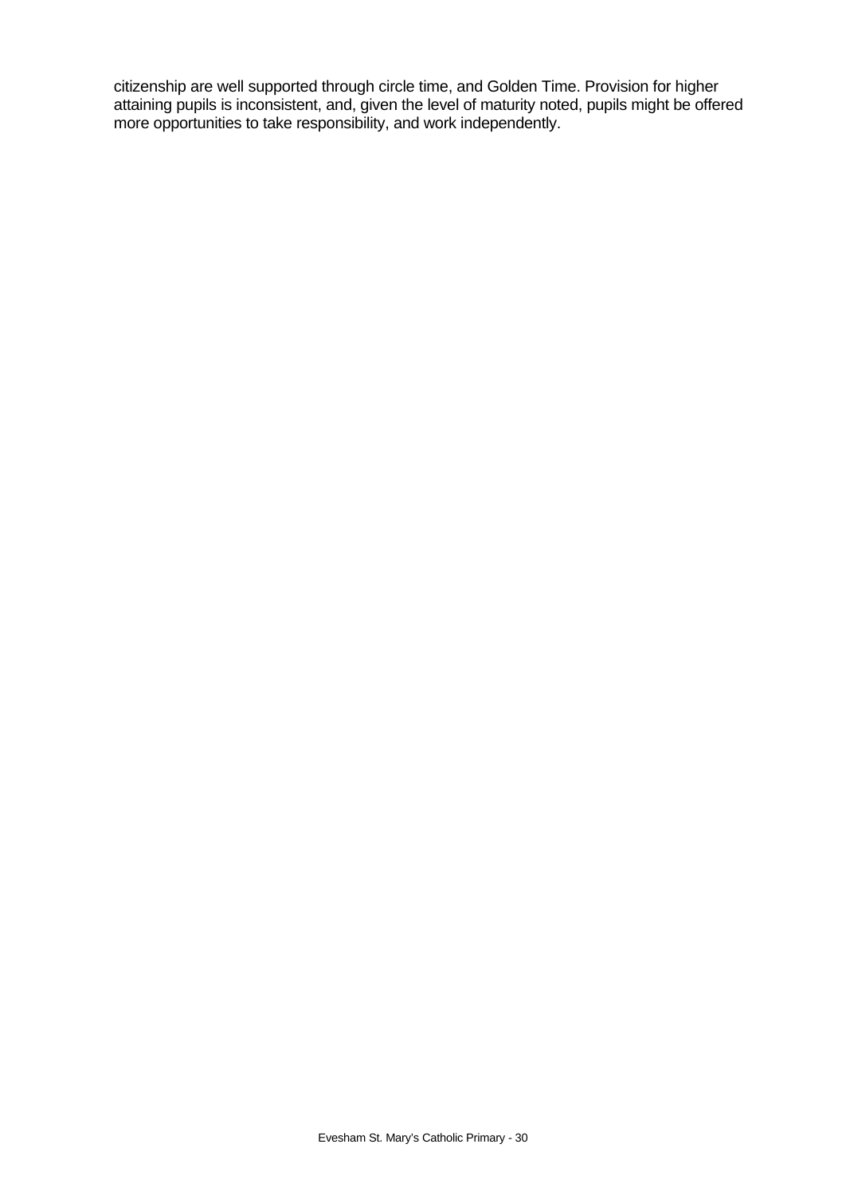citizenship are well supported through circle time, and Golden Time. Provision for higher attaining pupils is inconsistent, and, given the level of maturity noted, pupils might be offered more opportunities to take responsibility, and work independently.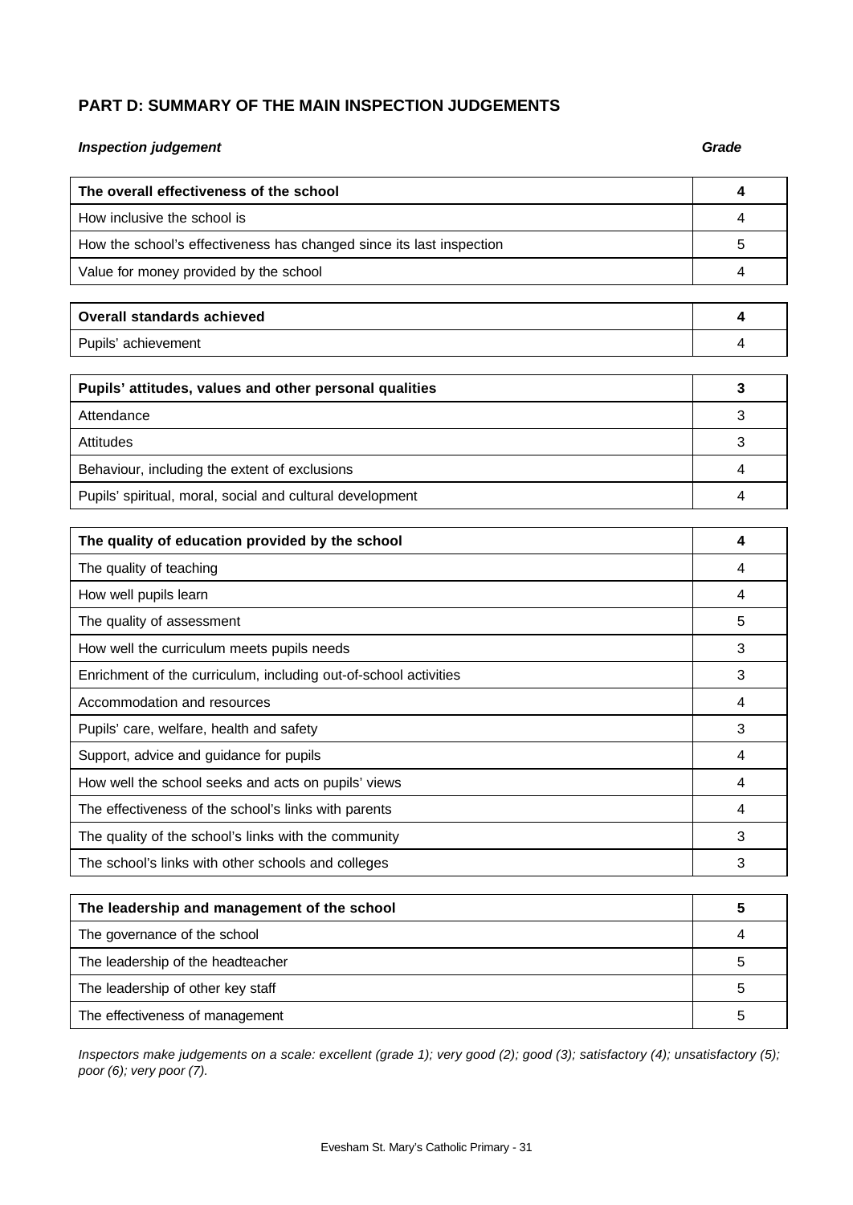## PART D: SUMMARY OF THE MAIN INSPECTION JUDGEMENTS

| *Inspection judgement* | *Grade* |
|---|---|
| **The overall effectiveness of the school** | **4** |
| How inclusive the school is | 4 |
| How the school's effectiveness has changed since its last inspection | 5 |
| Value for money provided by the school | 4 |
| | |
| **Overall standards achieved** | **4** |
| Pupils' achievement | 4 |
| | |
| **Pupils' attitudes, values and other personal qualities** | **3** |
| Attendance | 3 |
| Attitudes | 3 |
| Behaviour, including the extent of exclusions | 4 |
| Pupils' spiritual, moral, social and cultural development | 4 |
| | |
| **The quality of education provided by the school** | **4** |
| The quality of teaching | 4 |
| How well pupils learn | 4 |
| The quality of assessment | 5 |
| How well the curriculum meets pupils needs | 3 |
| Enrichment of the curriculum, including out-of-school activities | 3 |
| Accommodation and resources | 4 |
| Pupils' care, welfare, health and safety | 3 |
| Support, advice and guidance for pupils | 4 |
| How well the school seeks and acts on pupils' views | 4 |
| The effectiveness of the school's links with parents | 4 |
| The quality of the school's links with the community | 3 |
| The school's links with other schools and colleges | 3 |
| | |
| **The leadership and management of the school** | **5** |
| The governance of the school | 4 |
| The leadership of the headteacher | 5 |
| The leadership of other key staff | 5 |
| The effectiveness of management | 5 |

*Inspectors make judgements on a scale: excellent (grade 1); very good (2); good (3); satisfactory (4); unsatisfactory (5); poor (6); very poor (7).*